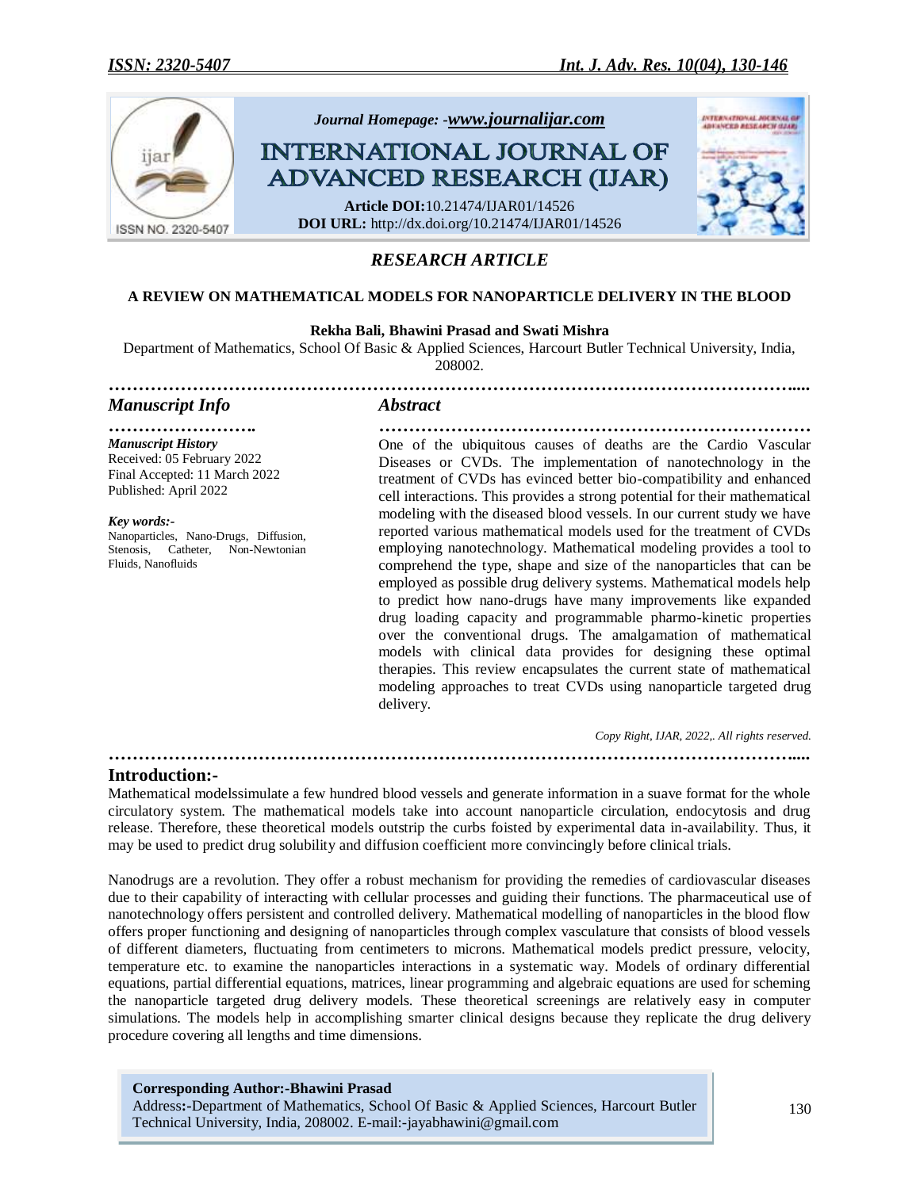## RESEARCH ARTICLE

# A REVIEW ON MATHEMATICAL MODELS FOR NANOPARTICLE DELIVERY IN THE BLOOD

**Rekha Bali, Bhawini Prasad and Swati Mishra**

Department of Mathematics, School Of Basic & Applied Sciences, Harcourt Butler Technical University, India, 208002.

### Manuscript Info

***Manuscript History***

Received: 05 February 2022

Final Accepted: 11 March 2022

Published: April 2022

***Key words:-***

Nanoparticles, Nano-Drugs, Diffusion, Stenosis, Catheter, Non-Newtonian Fluids, Nanofluids

### Abstract

One of the ubiquitous causes of deaths are the Cardio Vascular Diseases or CVDs. The implementation of nanotechnology in the treatment of CVDs has evinced better bio-compatibility and enhanced cell interactions. This provides a strong potential for their mathematical modeling with the diseased blood vessels. In our current study we have reported various mathematical models used for the treatment of CVDs employing nanotechnology. Mathematical modeling provides a tool to comprehend the type, shape and size of the nanoparticles that can be employed as possible drug delivery systems. Mathematical models help to predict how nano-drugs have many improvements like expanded drug loading capacity and programmable pharmo-kinetic properties over the conventional drugs. The amalgamation of mathematical models with clinical data provides for designing these optimal therapies. This review encapsulates the current state of mathematical modeling approaches to treat CVDs using nanoparticle targeted drug delivery.

*Copy Right, IJAR, 2022,. All rights reserved.*

## Introduction:-

Mathematical modelssimulate a few hundred blood vessels and generate information in a suave format for the whole circulatory system. The mathematical models take into account nanoparticle circulation, endocytosis and drug release. Therefore, these theoretical models outstrip the curbs foisted by experimental data in-availability. Thus, it may be used to predict drug solubility and diffusion coefficient more convincingly before clinical trials.

Nanodrugs are a revolution. They offer a robust mechanism for providing the remedies of cardiovascular diseases due to their capability of interacting with cellular processes and guiding their functions. The pharmaceutical use of nanotechnology offers persistent and controlled delivery. Mathematical modelling of nanoparticles in the blood flow offers proper functioning and designing of nanoparticles through complex vasculature that consists of blood vessels of different diameters, fluctuating from centimeters to microns. Mathematical models predict pressure, velocity, temperature etc. to examine the nanoparticles interactions in a systematic way. Models of ordinary differential equations, partial differential equations, matrices, linear programming and algebraic equations are used for scheming the nanoparticle targeted drug delivery models. These theoretical screenings are relatively easy in computer simulations. The models help in accomplishing smarter clinical designs because they replicate the drug delivery procedure covering all lengths and time dimensions.

**Corresponding Author:-Bhawini Prasad**

Address**:-**Department of Mathematics, School Of Basic & Applied Sciences, Harcourt Butler Technical University, India, 208002. E-mail:-jayabhawini@gmail.com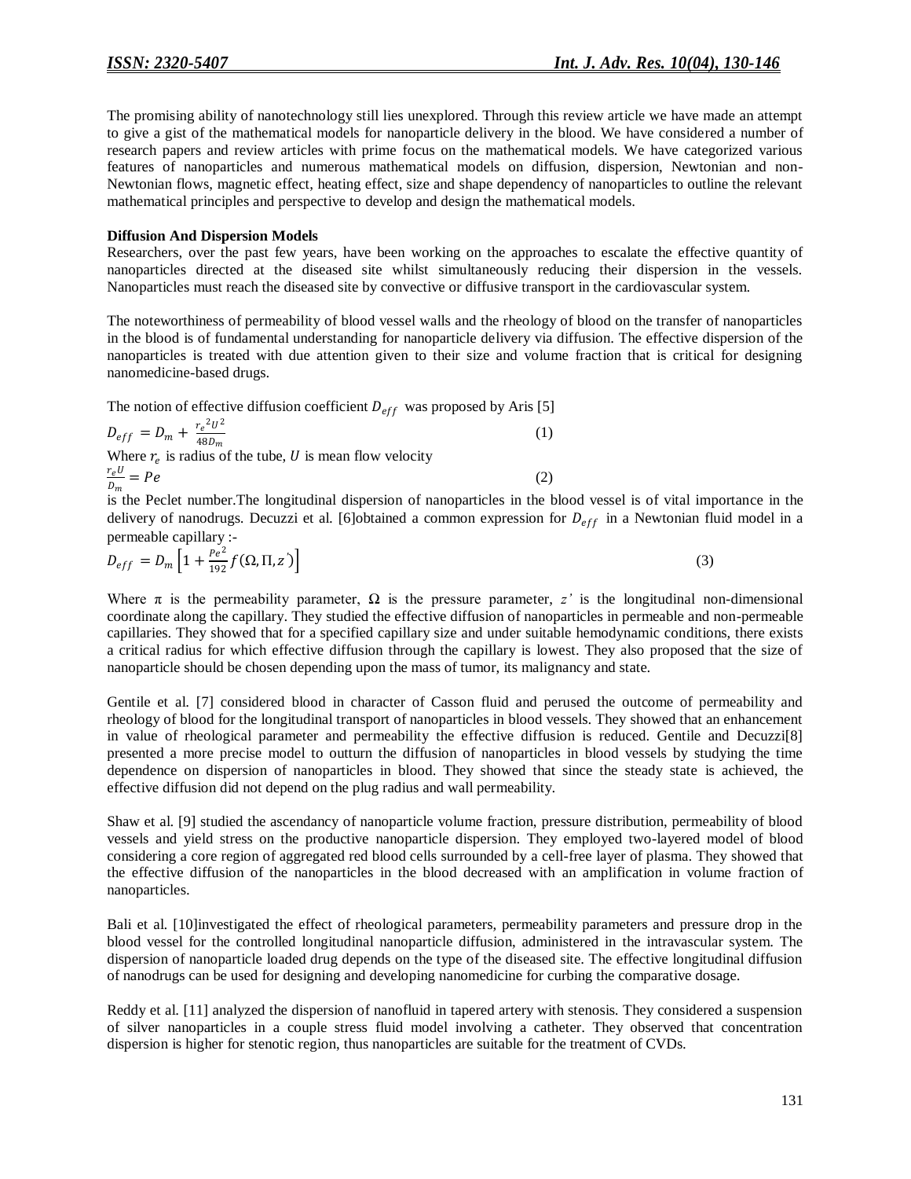The promising ability of nanotechnology still lies unexplored. Through this review article we have made an attempt to give a gist of the mathematical models for nanoparticle delivery in the blood. We have considered a number of research papers and review articles with prime focus on the mathematical models. We have categorized various features of nanoparticles and numerous mathematical models on diffusion, dispersion, Newtonian and non-Newtonian flows, magnetic effect, heating effect, size and shape dependency of nanoparticles to outline the relevant mathematical principles and perspective to develop and design the mathematical models.

**Diffusion And Dispersion Models**

Researchers, over the past few years, have been working on the approaches to escalate the effective quantity of nanoparticles directed at the diseased site whilst simultaneously reducing their dispersion in the vessels. Nanoparticles must reach the diseased site by convective or diffusive transport in the cardiovascular system.

The noteworthiness of permeability of blood vessel walls and the rheology of blood on the transfer of nanoparticles in the blood is of fundamental understanding for nanoparticle delivery via diffusion. The effective dispersion of the nanoparticles is treated with due attention given to their size and volume fraction that is critical for designing nanomedicine-based drugs.

The notion of effective diffusion coefficient $D_{eff}$ was proposed by Aris [5]

$$D_{eff} = D_m + \frac{r_e^2 U^2}{48 D_m} \tag{1}$$

Where $r_e$ is radius of the tube, $U$ is mean flow velocity

$$\frac{r_e U}{D_m} = Pe \tag{2}$$

is the Peclet number.The longitudinal dispersion of nanoparticles in the blood vessel is of vital importance in the delivery of nanodrugs. Decuzzi et al. [6]obtained a common expression for $D_{eff}$ in a Newtonian fluid model in a permeable capillary :-

$$D_{eff} = D_m \left[1 + \frac{Pe^2}{192} f(\Omega, \Pi, z')\right] \tag{3}$$

Where $\pi$ is the permeability parameter, $\Omega$ is the pressure parameter, $z'$ is the longitudinal non-dimensional coordinate along the capillary. They studied the effective diffusion of nanoparticles in permeable and non-permeable capillaries. They showed that for a specified capillary size and under suitable hemodynamic conditions, there exists a critical radius for which effective diffusion through the capillary is lowest. They also proposed that the size of nanoparticle should be chosen depending upon the mass of tumor, its malignancy and state.

Gentile et al. [7] considered blood in character of Casson fluid and perused the outcome of permeability and rheology of blood for the longitudinal transport of nanoparticles in blood vessels. They showed that an enhancement in value of rheological parameter and permeability the effective diffusion is reduced. Gentile and Decuzzi[8] presented a more precise model to outturn the diffusion of nanoparticles in blood vessels by studying the time dependence on dispersion of nanoparticles in blood. They showed that since the steady state is achieved, the effective diffusion did not depend on the plug radius and wall permeability.

Shaw et al. [9] studied the ascendancy of nanoparticle volume fraction, pressure distribution, permeability of blood vessels and yield stress on the productive nanoparticle dispersion. They employed two-layered model of blood considering a core region of aggregated red blood cells surrounded by a cell-free layer of plasma. They showed that the effective diffusion of the nanoparticles in the blood decreased with an amplification in volume fraction of nanoparticles.

Bali et al. [10]investigated the effect of rheological parameters, permeability parameters and pressure drop in the blood vessel for the controlled longitudinal nanoparticle diffusion, administered in the intravascular system. The dispersion of nanoparticle loaded drug depends on the type of the diseased site. The effective longitudinal diffusion of nanodrugs can be used for designing and developing nanomedicine for curbing the comparative dosage.

Reddy et al. [11] analyzed the dispersion of nanofluid in tapered artery with stenosis. They considered a suspension of silver nanoparticles in a couple stress fluid model involving a catheter. They observed that concentration dispersion is higher for stenotic region, thus nanoparticles are suitable for the treatment of CVDs.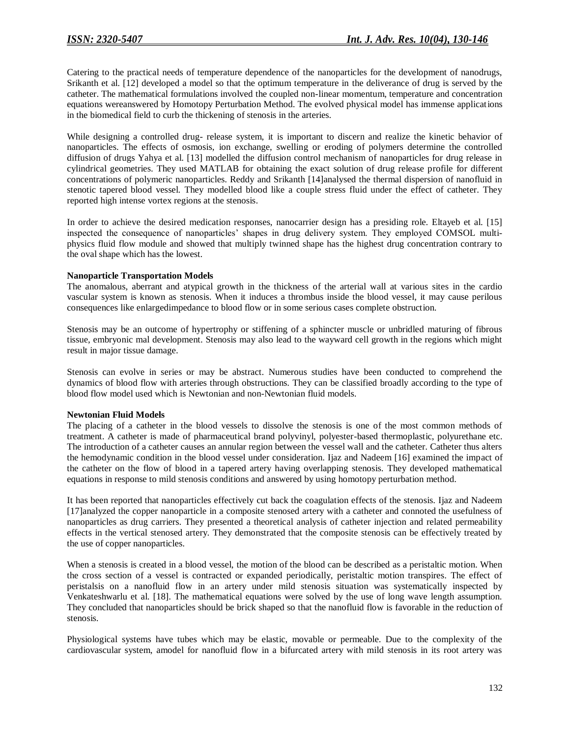Catering to the practical needs of temperature dependence of the nanoparticles for the development of nanodrugs, Srikanth et al. [12] developed a model so that the optimum temperature in the deliverance of drug is served by the catheter. The mathematical formulations involved the coupled non-linear momentum, temperature and concentration equations wereanswered by Homotopy Perturbation Method. The evolved physical model has immense applications in the biomedical field to curb the thickening of stenosis in the arteries.

While designing a controlled drug- release system, it is important to discern and realize the kinetic behavior of nanoparticles. The effects of osmosis, ion exchange, swelling or eroding of polymers determine the controlled diffusion of drugs Yahya et al. [13] modelled the diffusion control mechanism of nanoparticles for drug release in cylindrical geometries. They used MATLAB for obtaining the exact solution of drug release profile for different concentrations of polymeric nanoparticles. Reddy and Srikanth [14]analysed the thermal dispersion of nanofluid in stenotic tapered blood vessel. They modelled blood like a couple stress fluid under the effect of catheter. They reported high intense vortex regions at the stenosis.

In order to achieve the desired medication responses, nanocarrier design has a presiding role. Eltayeb et al. [15] inspected the consequence of nanoparticles' shapes in drug delivery system. They employed COMSOL multi-physics fluid flow module and showed that multiply twinned shape has the highest drug concentration contrary to the oval shape which has the lowest.

**Nanoparticle Transportation Models**

The anomalous, aberrant and atypical growth in the thickness of the arterial wall at various sites in the cardio vascular system is known as stenosis. When it induces a thrombus inside the blood vessel, it may cause perilous consequences like enlargedimpedance to blood flow or in some serious cases complete obstruction.

Stenosis may be an outcome of hypertrophy or stiffening of a sphincter muscle or unbridled maturing of fibrous tissue, embryonic mal development. Stenosis may also lead to the wayward cell growth in the regions which might result in major tissue damage.

Stenosis can evolve in series or may be abstract. Numerous studies have been conducted to comprehend the dynamics of blood flow with arteries through obstructions. They can be classified broadly according to the type of blood flow model used which is Newtonian and non-Newtonian fluid models.

**Newtonian Fluid Models**

The placing of a catheter in the blood vessels to dissolve the stenosis is one of the most common methods of treatment. A catheter is made of pharmaceutical brand polyvinyl, polyester-based thermoplastic, polyurethane etc. The introduction of a catheter causes an annular region between the vessel wall and the catheter. Catheter thus alters the hemodynamic condition in the blood vessel under consideration. Ijaz and Nadeem [16] examined the impact of the catheter on the flow of blood in a tapered artery having overlapping stenosis. They developed mathematical equations in response to mild stenosis conditions and answered by using homotopy perturbation method.

It has been reported that nanoparticles effectively cut back the coagulation effects of the stenosis. Ijaz and Nadeem [17]analyzed the copper nanoparticle in a composite stenosed artery with a catheter and connoted the usefulness of nanoparticles as drug carriers. They presented a theoretical analysis of catheter injection and related permeability effects in the vertical stenosed artery. They demonstrated that the composite stenosis can be effectively treated by the use of copper nanoparticles.

When a stenosis is created in a blood vessel, the motion of the blood can be described as a peristaltic motion. When the cross section of a vessel is contracted or expanded periodically, peristaltic motion transpires. The effect of peristalsis on a nanofluid flow in an artery under mild stenosis situation was systematically inspected by Venkateshwarlu et al. [18]. The mathematical equations were solved by the use of long wave length assumption. They concluded that nanoparticles should be brick shaped so that the nanofluid flow is favorable in the reduction of stenosis.

Physiological systems have tubes which may be elastic, movable or permeable. Due to the complexity of the cardiovascular system, amodel for nanofluid flow in a bifurcated artery with mild stenosis in its root artery was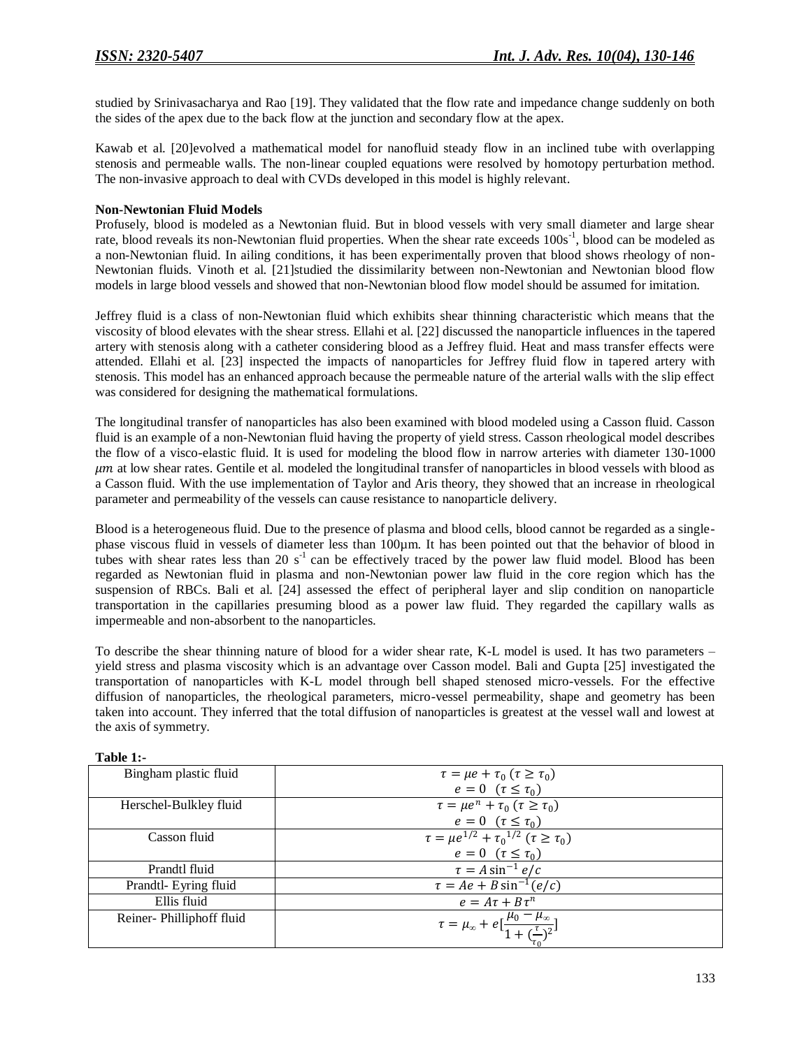studied by Srinivasacharya and Rao [19]. They validated that the flow rate and impedance change suddenly on both the sides of the apex due to the back flow at the junction and secondary flow at the apex.

Kawab et al. [20]evolved a mathematical model for nanofluid steady flow in an inclined tube with overlapping stenosis and permeable walls. The non-linear coupled equations were resolved by homotopy perturbation method. The non-invasive approach to deal with CVDs developed in this model is highly relevant.

**Non-Newtonian Fluid Models**

Profusely, blood is modeled as a Newtonian fluid. But in blood vessels with very small diameter and large shear rate, blood reveals its non-Newtonian fluid properties. When the shear rate exceeds $100s^{-1}$, blood can be modeled as a non-Newtonian fluid. In ailing conditions, it has been experimentally proven that blood shows rheology of non-Newtonian fluids. Vinoth et al. [21]studied the dissimilarity between non-Newtonian and Newtonian blood flow models in large blood vessels and showed that non-Newtonian blood flow model should be assumed for imitation.

Jeffrey fluid is a class of non-Newtonian fluid which exhibits shear thinning characteristic which means that the viscosity of blood elevates with the shear stress. Ellahi et al. [22] discussed the nanoparticle influences in the tapered artery with stenosis along with a catheter considering blood as a Jeffrey fluid. Heat and mass transfer effects were attended. Ellahi et al. [23] inspected the impacts of nanoparticles for Jeffrey fluid flow in tapered artery with stenosis. This model has an enhanced approach because the permeable nature of the arterial walls with the slip effect was considered for designing the mathematical formulations.

The longitudinal transfer of nanoparticles has also been examined with blood modeled using a Casson fluid. Casson fluid is an example of a non-Newtonian fluid having the property of yield stress. Casson rheological model describes the flow of a visco-elastic fluid. It is used for modeling the blood flow in narrow arteries with diameter 130-1000 $\mu m$ at low shear rates. Gentile et al. modeled the longitudinal transfer of nanoparticles in blood vessels with blood as a Casson fluid. With the use implementation of Taylor and Aris theory, they showed that an increase in rheological parameter and permeability of the vessels can cause resistance to nanoparticle delivery.

Blood is a heterogeneous fluid. Due to the presence of plasma and blood cells, blood cannot be regarded as a single-phase viscous fluid in vessels of diameter less than 100µm. It has been pointed out that the behavior of blood in tubes with shear rates less than 20 $s^{-1}$ can be effectively traced by the power law fluid model. Blood has been regarded as Newtonian fluid in plasma and non-Newtonian power law fluid in the core region which has the suspension of RBCs. Bali et al. [24] assessed the effect of peripheral layer and slip condition on nanoparticle transportation in the capillaries presuming blood as a power law fluid. They regarded the capillary walls as impermeable and non-absorbent to the nanoparticles.

To describe the shear thinning nature of blood for a wider shear rate, K-L model is used. It has two parameters – yield stress and plasma viscosity which is an advantage over Casson model. Bali and Gupta [25] investigated the transportation of nanoparticles with K-L model through bell shaped stenosed micro-vessels. For the effective diffusion of nanoparticles, the rheological parameters, micro-vessel permeability, shape and geometry has been taken into account. They inferred that the total diffusion of nanoparticles is greatest at the vessel wall and lowest at the axis of symmetry.

**Table 1:-**

| | |
|---|---|
| Bingham plastic fluid | $\tau = \mu e + \tau_0 \ (\tau \geq \tau_0)$ <br> $e = 0 \ \ (\tau \leq \tau_0)$ |
| Herschel-Bulkley fluid | $\tau = \mu e^n + \tau_0 \ (\tau \geq \tau_0)$ <br> $e = 0 \ \ (\tau \leq \tau_0)$ |
| Casson fluid | $\tau = \mu e^{1/2} + {\tau_0}^{1/2} \ (\tau \geq \tau_0)$ <br> $e = 0 \ \ (\tau \leq \tau_0)$ |
| Prandtl fluid | $\tau = A \sin^{-1} e/c$ |
| Prandtl- Eyring fluid | $\tau = Ae + B \sin^{-1}(e/c)$ |
| Ellis fluid | $e = A\tau + B\tau^n$ |
| Reiner- Philliphoff fluid | $\tau = \mu_\infty + e[\frac{\mu_0 - \mu_\infty}{1 + (\frac{\tau}{\tau_0})^2}]$ |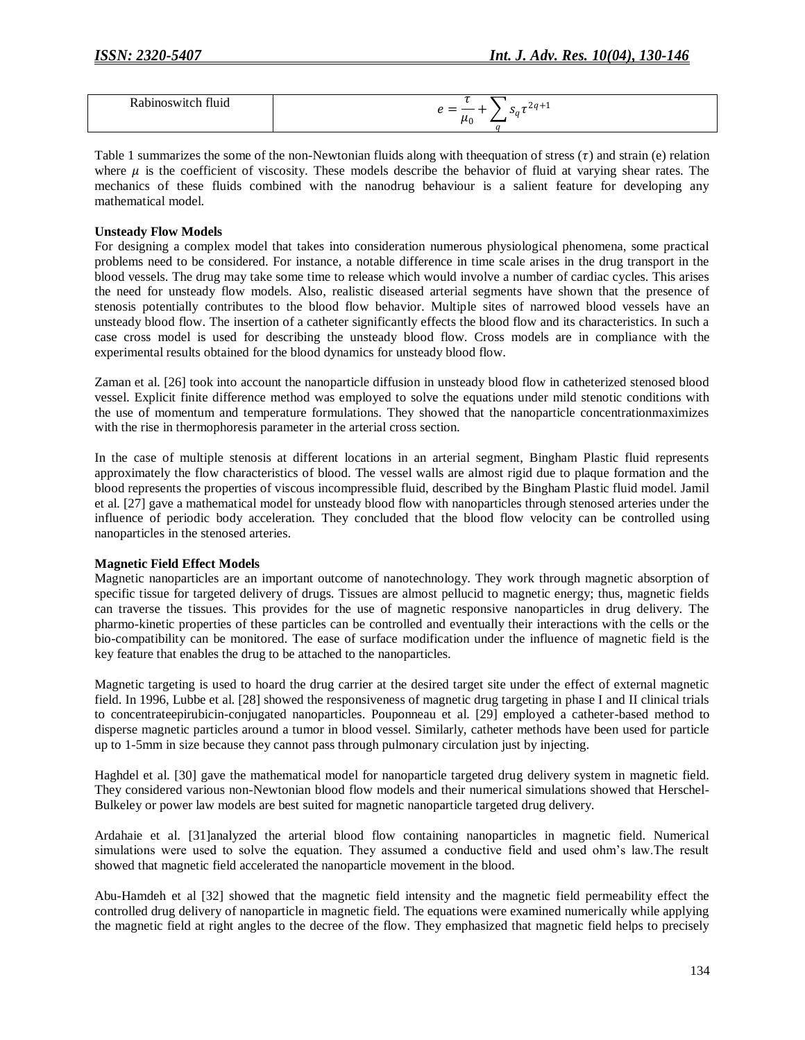| Rabinoswitch fluid | $e = \frac{\tau}{\mu_0} + \sum_q s_q \tau^{2q+1}$ |
|---|---|

Table 1 summarizes the some of the non-Newtonian fluids along with theequation of stress ($\tau$) and strain (e) relation where $\mu$ is the coefficient of viscosity. These models describe the behavior of fluid at varying shear rates. The mechanics of these fluids combined with the nanodrug behaviour is a salient feature for developing any mathematical model.

**Unsteady Flow Models**

For designing a complex model that takes into consideration numerous physiological phenomena, some practical problems need to be considered. For instance, a notable difference in time scale arises in the drug transport in the blood vessels. The drug may take some time to release which would involve a number of cardiac cycles. This arises the need for unsteady flow models. Also, realistic diseased arterial segments have shown that the presence of stenosis potentially contributes to the blood flow behavior. Multiple sites of narrowed blood vessels have an unsteady blood flow. The insertion of a catheter significantly effects the blood flow and its characteristics. In such a case cross model is used for describing the unsteady blood flow. Cross models are in compliance with the experimental results obtained for the blood dynamics for unsteady blood flow.

Zaman et al. [26] took into account the nanoparticle diffusion in unsteady blood flow in catheterized stenosed blood vessel. Explicit finite difference method was employed to solve the equations under mild stenotic conditions with the use of momentum and temperature formulations. They showed that the nanoparticle concentrationmaximizes with the rise in thermophoresis parameter in the arterial cross section.

In the case of multiple stenosis at different locations in an arterial segment, Bingham Plastic fluid represents approximately the flow characteristics of blood. The vessel walls are almost rigid due to plaque formation and the blood represents the properties of viscous incompressible fluid, described by the Bingham Plastic fluid model. Jamil et al. [27] gave a mathematical model for unsteady blood flow with nanoparticles through stenosed arteries under the influence of periodic body acceleration. They concluded that the blood flow velocity can be controlled using nanoparticles in the stenosed arteries.

**Magnetic Field Effect Models**

Magnetic nanoparticles are an important outcome of nanotechnology. They work through magnetic absorption of specific tissue for targeted delivery of drugs. Tissues are almost pellucid to magnetic energy; thus, magnetic fields can traverse the tissues. This provides for the use of magnetic responsive nanoparticles in drug delivery. The pharmo-kinetic properties of these particles can be controlled and eventually their interactions with the cells or the bio-compatibility can be monitored. The ease of surface modification under the influence of magnetic field is the key feature that enables the drug to be attached to the nanoparticles.

Magnetic targeting is used to hoard the drug carrier at the desired target site under the effect of external magnetic field. In 1996, Lubbe et al. [28] showed the responsiveness of magnetic drug targeting in phase I and II clinical trials to concentrateepirubicin-conjugated nanoparticles. Pouponneau et al. [29] employed a catheter-based method to disperse magnetic particles around a tumor in blood vessel. Similarly, catheter methods have been used for particle up to 1-5mm in size because they cannot pass through pulmonary circulation just by injecting.

Haghdel et al. [30] gave the mathematical model for nanoparticle targeted drug delivery system in magnetic field. They considered various non-Newtonian blood flow models and their numerical simulations showed that Herschel-Bulkeley or power law models are best suited for magnetic nanoparticle targeted drug delivery.

Ardahaie et al. [31]analyzed the arterial blood flow containing nanoparticles in magnetic field. Numerical simulations were used to solve the equation. They assumed a conductive field and used ohm's law.The result showed that magnetic field accelerated the nanoparticle movement in the blood.

Abu-Hamdeh et al [32] showed that the magnetic field intensity and the magnetic field permeability effect the controlled drug delivery of nanoparticle in magnetic field. The equations were examined numerically while applying the magnetic field at right angles to the decree of the flow. They emphasized that magnetic field helps to precisely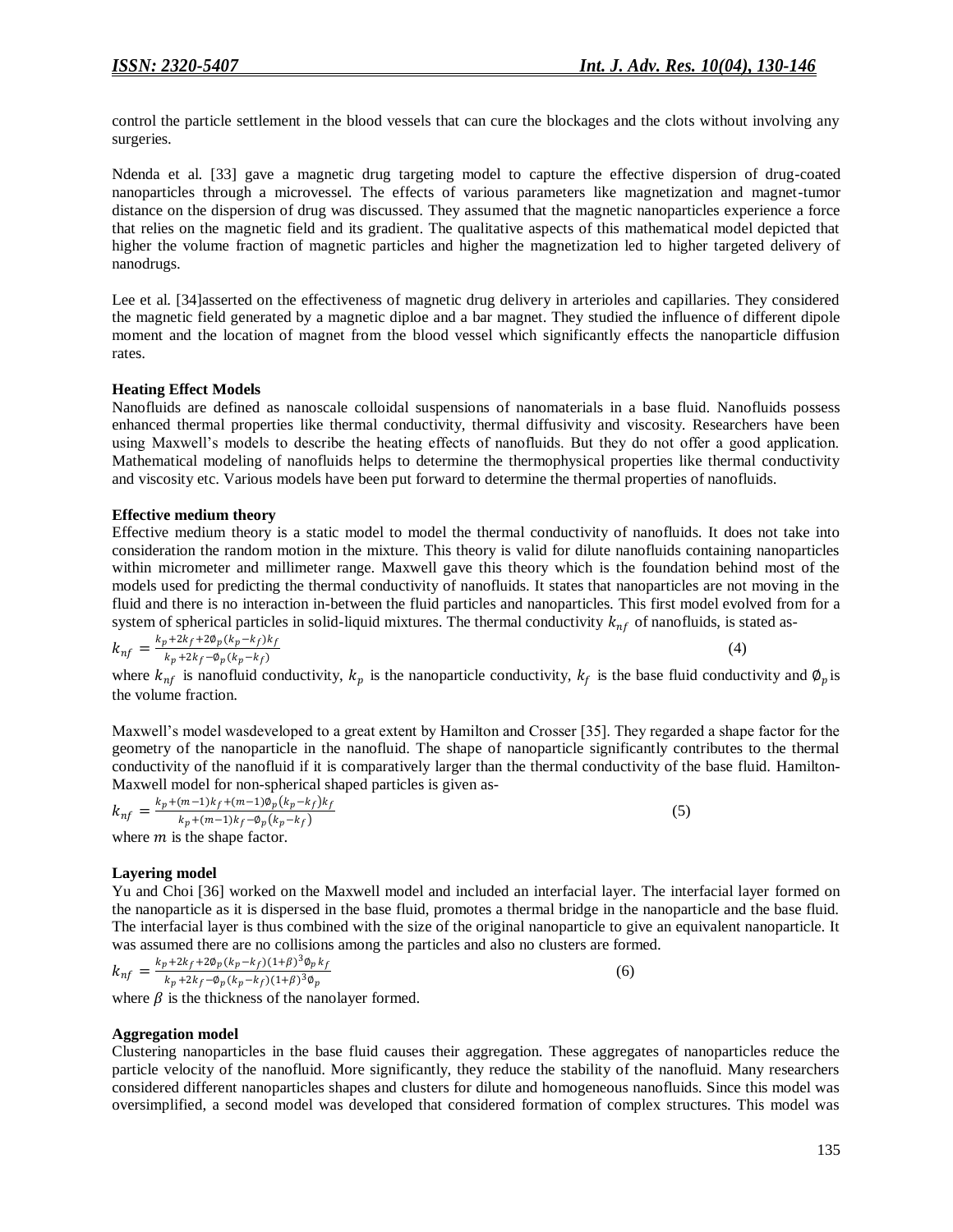control the particle settlement in the blood vessels that can cure the blockages and the clots without involving any surgeries.

Ndenda et al. [33] gave a magnetic drug targeting model to capture the effective dispersion of drug-coated nanoparticles through a microvessel. The effects of various parameters like magnetization and magnet-tumor distance on the dispersion of drug was discussed. They assumed that the magnetic nanoparticles experience a force that relies on the magnetic field and its gradient. The qualitative aspects of this mathematical model depicted that higher the volume fraction of magnetic particles and higher the magnetization led to higher targeted delivery of nanodrugs.

Lee et al. [34]asserted on the effectiveness of magnetic drug delivery in arterioles and capillaries. They considered the magnetic field generated by a magnetic diploe and a bar magnet. They studied the influence of different dipole moment and the location of magnet from the blood vessel which significantly effects the nanoparticle diffusion rates.

**Heating Effect Models**

Nanofluids are defined as nanoscale colloidal suspensions of nanomaterials in a base fluid. Nanofluids possess enhanced thermal properties like thermal conductivity, thermal diffusivity and viscosity. Researchers have been using Maxwell's models to describe the heating effects of nanofluids. But they do not offer a good application. Mathematical modeling of nanofluids helps to determine the thermophysical properties like thermal conductivity and viscosity etc. Various models have been put forward to determine the thermal properties of nanofluids.

**Effective medium theory**

Effective medium theory is a static model to model the thermal conductivity of nanofluids. It does not take into consideration the random motion in the mixture. This theory is valid for dilute nanofluids containing nanoparticles within micrometer and millimeter range. Maxwell gave this theory which is the foundation behind most of the models used for predicting the thermal conductivity of nanofluids. It states that nanoparticles are not moving in the fluid and there is no interaction in-between the fluid particles and nanoparticles. This first model evolved from for a system of spherical particles in solid-liquid mixtures. The thermal conductivity $k_{nf}$ of nanofluids, is stated as-

$$k_{nf} = \frac{k_p + 2k_f + 2\phi_p (k_p - k_f) k_f}{k_p + 2k_f - \phi_p (k_p - k_f)} \tag{4}$$

where $k_{nf}$ is nanofluid conductivity, $k_p$ is the nanoparticle conductivity, $k_f$ is the base fluid conductivity and $\phi_p$ is the volume fraction.

Maxwell's model wasdeveloped to a great extent by Hamilton and Crosser [35]. They regarded a shape factor for the geometry of the nanoparticle in the nanofluid. The shape of nanoparticle significantly contributes to the thermal conductivity of the nanofluid if it is comparatively larger than the thermal conductivity of the base fluid. Hamilton-Maxwell model for non-spherical shaped particles is given as-

$$k_{nf} = \frac{k_p + (m-1)k_f + (m-1)\phi_p (k_p - k_f) k_f}{k_p + (m-1)k_f - \phi_p (k_p - k_f)} \tag{5}$$

where $m$ is the shape factor.

**Layering model**

Yu and Choi [36] worked on the Maxwell model and included an interfacial layer. The interfacial layer formed on the nanoparticle as it is dispersed in the base fluid, promotes a thermal bridge in the nanoparticle and the base fluid. The interfacial layer is thus combined with the size of the original nanoparticle to give an equivalent nanoparticle. It was assumed there are no collisions among the particles and also no clusters are formed.

$$k_{nf} = \frac{k_p + 2k_f + 2\phi_p (k_p - k_f)(1+\beta)^3 \phi_p k_f}{k_p + 2k_f - \phi_p (k_p - k_f)(1+\beta)^3 \phi_p} \tag{6}$$

where $\beta$ is the thickness of the nanolayer formed.

**Aggregation model**

Clustering nanoparticles in the base fluid causes their aggregation. These aggregates of nanoparticles reduce the particle velocity of the nanofluid. More significantly, they reduce the stability of the nanofluid. Many researchers considered different nanoparticles shapes and clusters for dilute and homogeneous nanofluids. Since this model was oversimplified, a second model was developed that considered formation of complex structures. This model was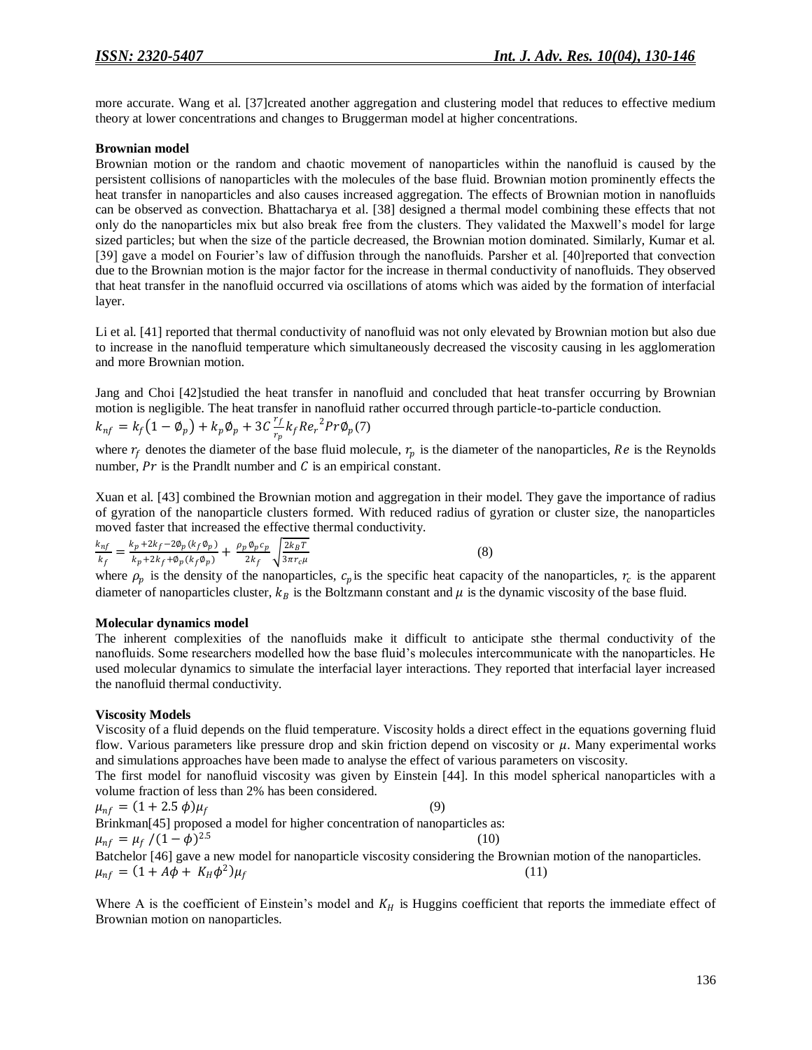more accurate. Wang et al. [37]created another aggregation and clustering model that reduces to effective medium theory at lower concentrations and changes to Bruggerman model at higher concentrations.

**Brownian model**

Brownian motion or the random and chaotic movement of nanoparticles within the nanofluid is caused by the persistent collisions of nanoparticles with the molecules of the base fluid. Brownian motion prominently effects the heat transfer in nanoparticles and also causes increased aggregation. The effects of Brownian motion in nanofluids can be observed as convection. Bhattacharya et al. [38] designed a thermal model combining these effects that not only do the nanoparticles mix but also break free from the clusters. They validated the Maxwell's model for large sized particles; but when the size of the particle decreased, the Brownian motion dominated. Similarly, Kumar et al. [39] gave a model on Fourier's law of diffusion through the nanofluids. Parsher et al. [40]reported that convection due to the Brownian motion is the major factor for the increase in thermal conductivity of nanofluids. They observed that heat transfer in the nanofluid occurred via oscillations of atoms which was aided by the formation of interfacial layer.

Li et al. [41] reported that thermal conductivity of nanofluid was not only elevated by Brownian motion but also due to increase in the nanofluid temperature which simultaneously decreased the viscosity causing in les agglomeration and more Brownian motion.

Jang and Choi [42]studied the heat transfer in nanofluid and concluded that heat transfer occurring by Brownian motion is negligible. The heat transfer in nanofluid rather occurred through particle-to-particle conduction.

$$k_{nf} = k_f(1 - \emptyset_p) + k_p\emptyset_p + 3C\frac{r_f}{r_p}k_f Re_r{}^2 Pr\emptyset_p \quad (7)$$

where $r_f$ denotes the diameter of the base fluid molecule, $r_p$ is the diameter of the nanoparticles, $Re$ is the Reynolds number, $Pr$ is the Prandlt number and $C$ is an empirical constant.

Xuan et al. [43] combined the Brownian motion and aggregation in their model. They gave the importance of radius of gyration of the nanoparticle clusters formed. With reduced radius of gyration or cluster size, the nanoparticles moved faster that increased the effective thermal conductivity.

$$\frac{k_{nf}}{k_f} = \frac{k_p + 2k_f - 2\emptyset_p(k_f\emptyset_p)}{k_p + 2k_f + \emptyset_p(k_f\emptyset_p)} + \frac{\rho_p\emptyset_p c_p}{2k_f}\sqrt{\frac{2k_BT}{3\pi r_c\mu}} \quad (8)$$

where $\rho_p$ is the density of the nanoparticles, $c_p$ is the specific heat capacity of the nanoparticles, $r_c$ is the apparent diameter of nanoparticles cluster, $k_B$ is the Boltzmann constant and $\mu$ is the dynamic viscosity of the base fluid.

**Molecular dynamics model**

The inherent complexities of the nanofluids make it difficult to anticipate sthe thermal conductivity of the nanofluids. Some researchers modelled how the base fluid's molecules intercommunicate with the nanoparticles. He used molecular dynamics to simulate the interfacial layer interactions. They reported that interfacial layer increased the nanofluid thermal conductivity.

**Viscosity Models**

Viscosity of a fluid depends on the fluid temperature. Viscosity holds a direct effect in the equations governing fluid flow. Various parameters like pressure drop and skin friction depend on viscosity or $\mu$. Many experimental works and simulations approaches have been made to analyse the effect of various parameters on viscosity.

The first model for nanofluid viscosity was given by Einstein [44]. In this model spherical nanoparticles with a volume fraction of less than 2% has been considered.

$$\mu_{nf} = (1 + 2.5\,\phi)\mu_f \quad (9)$$

Brinkman[45] proposed a model for higher concentration of nanoparticles as:

$$\mu_{nf} = \mu_f\,/(1-\phi)^{2.5} \quad (10)$$

Batchelor [46] gave a new model for nanoparticle viscosity considering the Brownian motion of the nanoparticles.

$$\mu_{nf} = (1 + A\phi + K_H\phi^2)\mu_f \quad (11)$$

Where A is the coefficient of Einstein's model and $K_H$ is Huggins coefficient that reports the immediate effect of Brownian motion on nanoparticles.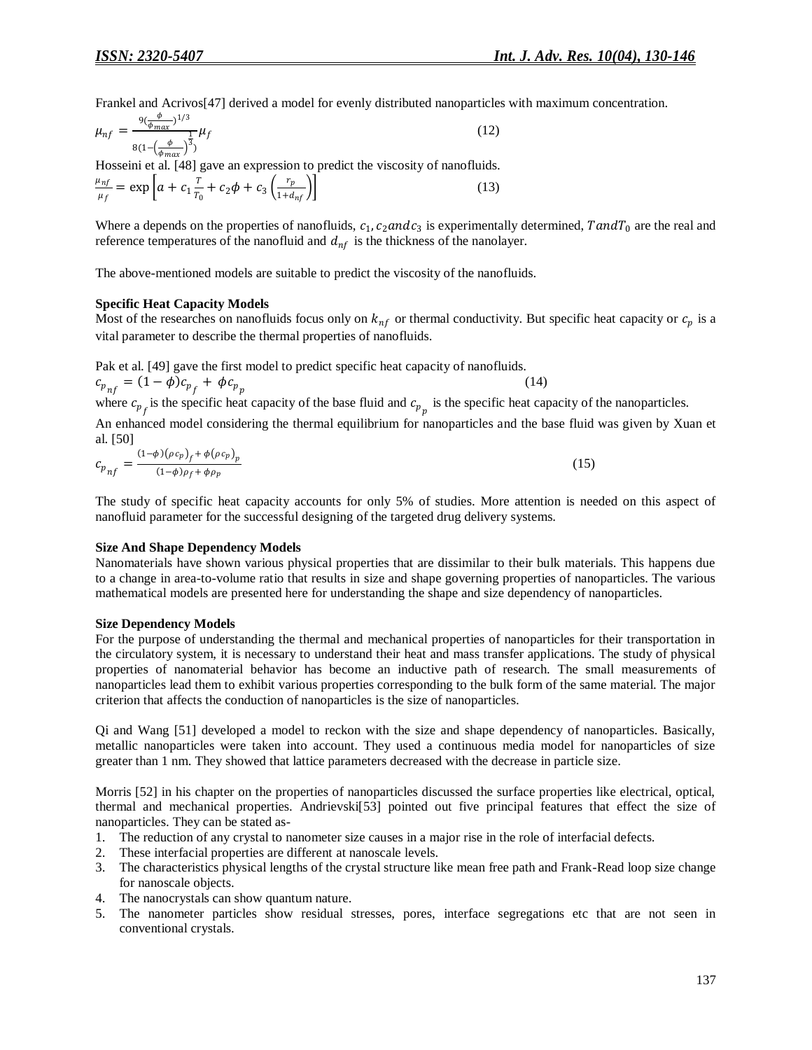Frankel and Acrivos[47] derived a model for evenly distributed nanoparticles with maximum concentration.

$$\mu_{nf} = \frac{9(\frac{\phi}{\phi_{max}})^{1/3}}{8(1-\left(\frac{\phi}{\phi_{max}}\right)^{\frac{1}{3}})}\mu_f \tag{12}$$

Hosseini et al. [48] gave an expression to predict the viscosity of nanofluids.

$$\frac{\mu_{nf}}{\mu_f} = \exp\left[a + c_1\frac{T}{T_0} + c_2\phi + c_3\left(\frac{r_p}{1+d_{nf}}\right)\right] \tag{13}$$

Where a depends on the properties of nanofluids, $c_1, c_2 and c_3$ is experimentally determined, $T and T_0$ are the real and reference temperatures of the nanofluid and $d_{nf}$ is the thickness of the nanolayer.

The above-mentioned models are suitable to predict the viscosity of the nanofluids.

**Specific Heat Capacity Models**

Most of the researches on nanofluids focus only on $k_{nf}$ or thermal conductivity. But specific heat capacity or $c_p$ is a vital parameter to describe the thermal properties of nanofluids.

Pak et al. [49] gave the first model to predict specific heat capacity of nanofluids.

$$c_{p_{nf}} = (1-\phi)c_{p_f} + \phi c_{p_p} \tag{14}$$

where $c_{p_f}$ is the specific heat capacity of the base fluid and $c_{p_p}$ is the specific heat capacity of the nanoparticles.

An enhanced model considering the thermal equilibrium for nanoparticles and the base fluid was given by Xuan et al. [50]

$$c_{p_{nf}} = \frac{(1-\phi)(\rho c_p)_f + \phi(\rho c_p)_p}{(1-\phi)\rho_f + \phi\rho_p} \tag{15}$$

The study of specific heat capacity accounts for only 5% of studies. More attention is needed on this aspect of nanofluid parameter for the successful designing of the targeted drug delivery systems.

**Size And Shape Dependency Models**

Nanomaterials have shown various physical properties that are dissimilar to their bulk materials. This happens due to a change in area-to-volume ratio that results in size and shape governing properties of nanoparticles. The various mathematical models are presented here for understanding the shape and size dependency of nanoparticles.

**Size Dependency Models**

For the purpose of understanding the thermal and mechanical properties of nanoparticles for their transportation in the circulatory system, it is necessary to understand their heat and mass transfer applications. The study of physical properties of nanomaterial behavior has become an inductive path of research. The small measurements of nanoparticles lead them to exhibit various properties corresponding to the bulk form of the same material. The major criterion that affects the conduction of nanoparticles is the size of nanoparticles.

Qi and Wang [51] developed a model to reckon with the size and shape dependency of nanoparticles. Basically, metallic nanoparticles were taken into account. They used a continuous media model for nanoparticles of size greater than 1 nm. They showed that lattice parameters decreased with the decrease in particle size.

Morris [52] in his chapter on the properties of nanoparticles discussed the surface properties like electrical, optical, thermal and mechanical properties. Andrievski[53] pointed out five principal features that effect the size of nanoparticles. They can be stated as-

1. The reduction of any crystal to nanometer size causes in a major rise in the role of interfacial defects.
2. These interfacial properties are different at nanoscale levels.
3. The characteristics physical lengths of the crystal structure like mean free path and Frank-Read loop size change for nanoscale objects.
4. The nanocrystals can show quantum nature.
5. The nanometer particles show residual stresses, pores, interface segregations etc that are not seen in conventional crystals.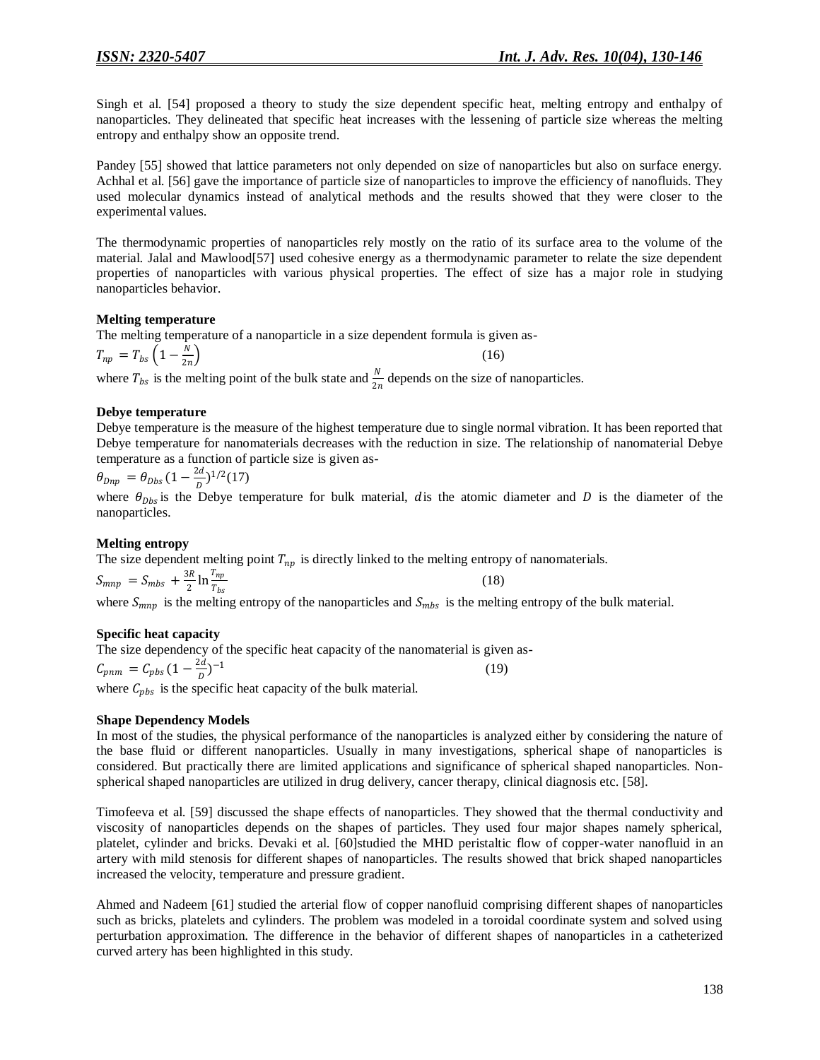Singh et al. [54] proposed a theory to study the size dependent specific heat, melting entropy and enthalpy of nanoparticles. They delineated that specific heat increases with the lessening of particle size whereas the melting entropy and enthalpy show an opposite trend.

Pandey [55] showed that lattice parameters not only depended on size of nanoparticles but also on surface energy. Achhal et al. [56] gave the importance of particle size of nanoparticles to improve the efficiency of nanofluids. They used molecular dynamics instead of analytical methods and the results showed that they were closer to the experimental values.

The thermodynamic properties of nanoparticles rely mostly on the ratio of its surface area to the volume of the material. Jalal and Mawlood[57] used cohesive energy as a thermodynamic parameter to relate the size dependent properties of nanoparticles with various physical properties. The effect of size has a major role in studying nanoparticles behavior.

**Melting temperature**

The melting temperature of a nanoparticle in a size dependent formula is given as-

$$T_{np} = T_{bs}\left(1 - \frac{N}{2n}\right) \tag{16}$$

where $T_{bs}$ is the melting point of the bulk state and $\frac{N}{2n}$ depends on the size of nanoparticles.

**Debye temperature**

Debye temperature is the measure of the highest temperature due to single normal vibration. It has been reported that Debye temperature for nanomaterials decreases with the reduction in size. The relationship of nanomaterial Debye temperature as a function of particle size is given as-

$$\theta_{Dnp} = \theta_{Dbs}\left(1 - \frac{2d}{D}\right)^{1/2} \tag{17}$$

where $\theta_{Dbs}$ is the Debye temperature for bulk material, $d$ is the atomic diameter and $D$ is the diameter of the nanoparticles.

**Melting entropy**

The size dependent melting point $T_{np}$ is directly linked to the melting entropy of nanomaterials.

$$S_{mnp} = S_{mbs} + \frac{3R}{2}\ln\frac{T_{np}}{T_{bs}} \tag{18}$$

where $S_{mnp}$ is the melting entropy of the nanoparticles and $S_{mbs}$ is the melting entropy of the bulk material.

**Specific heat capacity**

The size dependency of the specific heat capacity of the nanomaterial is given as-

$$C_{pnm} = C_{pbs}\left(1 - \frac{2d}{D}\right)^{-1} \tag{19}$$

where $C_{pbs}$ is the specific heat capacity of the bulk material.

**Shape Dependency Models**

In most of the studies, the physical performance of the nanoparticles is analyzed either by considering the nature of the base fluid or different nanoparticles. Usually in many investigations, spherical shape of nanoparticles is considered. But practically there are limited applications and significance of spherical shaped nanoparticles. Non-spherical shaped nanoparticles are utilized in drug delivery, cancer therapy, clinical diagnosis etc. [58].

Timofeeva et al. [59] discussed the shape effects of nanoparticles. They showed that the thermal conductivity and viscosity of nanoparticles depends on the shapes of particles. They used four major shapes namely spherical, platelet, cylinder and bricks. Devaki et al. [60]studied the MHD peristaltic flow of copper-water nanofluid in an artery with mild stenosis for different shapes of nanoparticles. The results showed that brick shaped nanoparticles increased the velocity, temperature and pressure gradient.

Ahmed and Nadeem [61] studied the arterial flow of copper nanofluid comprising different shapes of nanoparticles such as bricks, platelets and cylinders. The problem was modeled in a toroidal coordinate system and solved using perturbation approximation. The difference in the behavior of different shapes of nanoparticles in a catheterized curved artery has been highlighted in this study.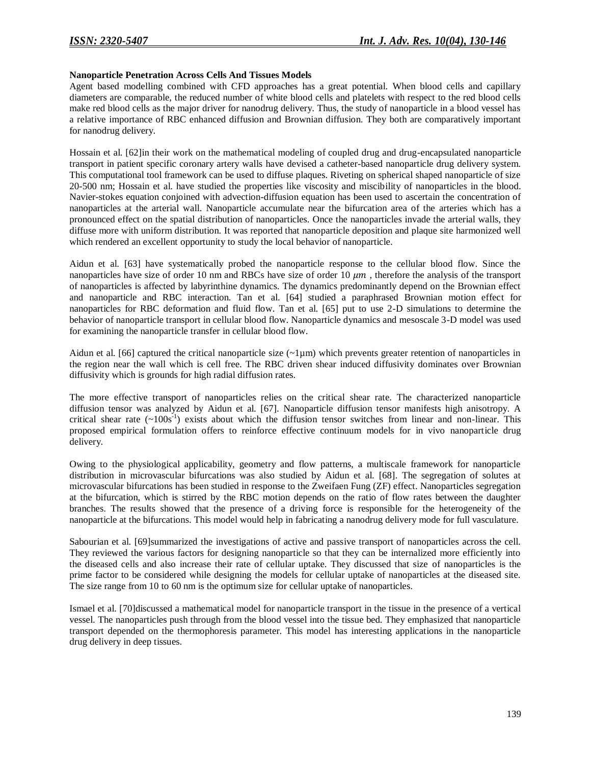**Nanoparticle Penetration Across Cells And Tissues Models**

Agent based modelling combined with CFD approaches has a great potential. When blood cells and capillary diameters are comparable, the reduced number of white blood cells and platelets with respect to the red blood cells make red blood cells as the major driver for nanodrug delivery. Thus, the study of nanoparticle in a blood vessel has a relative importance of RBC enhanced diffusion and Brownian diffusion. They both are comparatively important for nanodrug delivery.

Hossain et al. [62]in their work on the mathematical modeling of coupled drug and drug-encapsulated nanoparticle transport in patient specific coronary artery walls have devised a catheter-based nanoparticle drug delivery system. This computational tool framework can be used to diffuse plaques. Riveting on spherical shaped nanoparticle of size 20-500 nm; Hossain et al. have studied the properties like viscosity and miscibility of nanoparticles in the blood. Navier-stokes equation conjoined with advection-diffusion equation has been used to ascertain the concentration of nanoparticles at the arterial wall. Nanoparticle accumulate near the bifurcation area of the arteries which has a pronounced effect on the spatial distribution of nanoparticles. Once the nanoparticles invade the arterial walls, they diffuse more with uniform distribution. It was reported that nanoparticle deposition and plaque site harmonized well which rendered an excellent opportunity to study the local behavior of nanoparticle.

Aidun et al. [63] have systematically probed the nanoparticle response to the cellular blood flow. Since the nanoparticles have size of order 10 nm and RBCs have size of order 10 $\mu m$ , therefore the analysis of the transport of nanoparticles is affected by labyrinthine dynamics. The dynamics predominantly depend on the Brownian effect and nanoparticle and RBC interaction. Tan et al. [64] studied a paraphrased Brownian motion effect for nanoparticles for RBC deformation and fluid flow. Tan et al. [65] put to use 2-D simulations to determine the behavior of nanoparticle transport in cellular blood flow. Nanoparticle dynamics and mesoscale 3-D model was used for examining the nanoparticle transfer in cellular blood flow.

Aidun et al. [66] captured the critical nanoparticle size (~1μm) which prevents greater retention of nanoparticles in the region near the wall which is cell free. The RBC driven shear induced diffusivity dominates over Brownian diffusivity which is grounds for high radial diffusion rates.

The more effective transport of nanoparticles relies on the critical shear rate. The characterized nanoparticle diffusion tensor was analyzed by Aidun et al. [67]. Nanoparticle diffusion tensor manifests high anisotropy. A critical shear rate (~100$s^{-1}$) exists about which the diffusion tensor switches from linear and non-linear. This proposed empirical formulation offers to reinforce effective continuum models for in vivo nanoparticle drug delivery.

Owing to the physiological applicability, geometry and flow patterns, a multiscale framework for nanoparticle distribution in microvascular bifurcations was also studied by Aidun et al. [68]. The segregation of solutes at microvascular bifurcations has been studied in response to the Zweifaen Fung (ZF) effect. Nanoparticles segregation at the bifurcation, which is stirred by the RBC motion depends on the ratio of flow rates between the daughter branches. The results showed that the presence of a driving force is responsible for the heterogeneity of the nanoparticle at the bifurcations. This model would help in fabricating a nanodrug delivery mode for full vasculature.

Sabourian et al. [69]summarized the investigations of active and passive transport of nanoparticles across the cell. They reviewed the various factors for designing nanoparticle so that they can be internalized more efficiently into the diseased cells and also increase their rate of cellular uptake. They discussed that size of nanoparticles is the prime factor to be considered while designing the models for cellular uptake of nanoparticles at the diseased site. The size range from 10 to 60 nm is the optimum size for cellular uptake of nanoparticles.

Ismael et al. [70]discussed a mathematical model for nanoparticle transport in the tissue in the presence of a vertical vessel. The nanoparticles push through from the blood vessel into the tissue bed. They emphasized that nanoparticle transport depended on the thermophoresis parameter. This model has interesting applications in the nanoparticle drug delivery in deep tissues.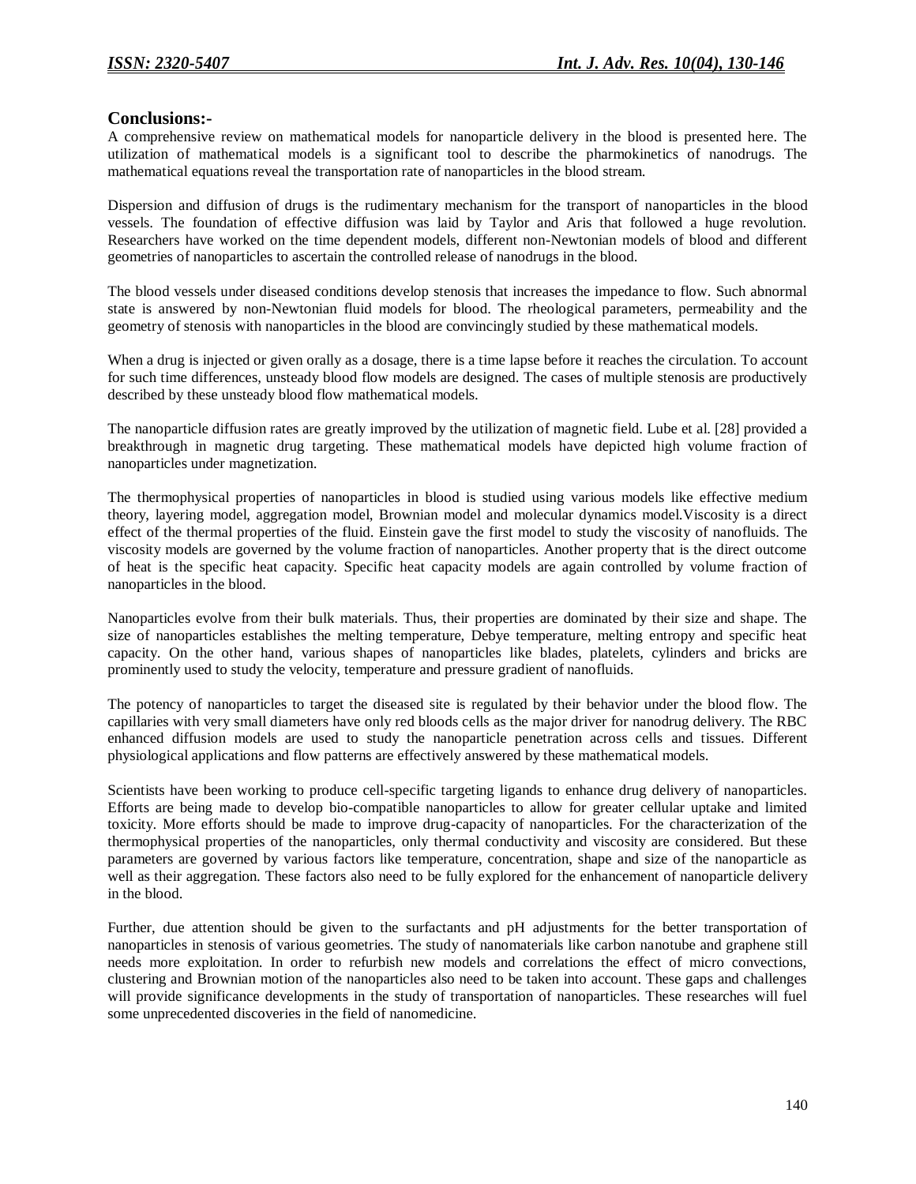## Conclusions:-

A comprehensive review on mathematical models for nanoparticle delivery in the blood is presented here. The utilization of mathematical models is a significant tool to describe the pharmokinetics of nanodrugs. The mathematical equations reveal the transportation rate of nanoparticles in the blood stream.

Dispersion and diffusion of drugs is the rudimentary mechanism for the transport of nanoparticles in the blood vessels. The foundation of effective diffusion was laid by Taylor and Aris that followed a huge revolution. Researchers have worked on the time dependent models, different non-Newtonian models of blood and different geometries of nanoparticles to ascertain the controlled release of nanodrugs in the blood.

The blood vessels under diseased conditions develop stenosis that increases the impedance to flow. Such abnormal state is answered by non-Newtonian fluid models for blood. The rheological parameters, permeability and the geometry of stenosis with nanoparticles in the blood are convincingly studied by these mathematical models.

When a drug is injected or given orally as a dosage, there is a time lapse before it reaches the circulation. To account for such time differences, unsteady blood flow models are designed. The cases of multiple stenosis are productively described by these unsteady blood flow mathematical models.

The nanoparticle diffusion rates are greatly improved by the utilization of magnetic field. Lube et al. [28] provided a breakthrough in magnetic drug targeting. These mathematical models have depicted high volume fraction of nanoparticles under magnetization.

The thermophysical properties of nanoparticles in blood is studied using various models like effective medium theory, layering model, aggregation model, Brownian model and molecular dynamics model.Viscosity is a direct effect of the thermal properties of the fluid. Einstein gave the first model to study the viscosity of nanofluids. The viscosity models are governed by the volume fraction of nanoparticles. Another property that is the direct outcome of heat is the specific heat capacity. Specific heat capacity models are again controlled by volume fraction of nanoparticles in the blood.

Nanoparticles evolve from their bulk materials. Thus, their properties are dominated by their size and shape. The size of nanoparticles establishes the melting temperature, Debye temperature, melting entropy and specific heat capacity. On the other hand, various shapes of nanoparticles like blades, platelets, cylinders and bricks are prominently used to study the velocity, temperature and pressure gradient of nanofluids.

The potency of nanoparticles to target the diseased site is regulated by their behavior under the blood flow. The capillaries with very small diameters have only red bloods cells as the major driver for nanodrug delivery. The RBC enhanced diffusion models are used to study the nanoparticle penetration across cells and tissues. Different physiological applications and flow patterns are effectively answered by these mathematical models.

Scientists have been working to produce cell-specific targeting ligands to enhance drug delivery of nanoparticles. Efforts are being made to develop bio-compatible nanoparticles to allow for greater cellular uptake and limited toxicity. More efforts should be made to improve drug-capacity of nanoparticles. For the characterization of the thermophysical properties of the nanoparticles, only thermal conductivity and viscosity are considered. But these parameters are governed by various factors like temperature, concentration, shape and size of the nanoparticle as well as their aggregation. These factors also need to be fully explored for the enhancement of nanoparticle delivery in the blood.

Further, due attention should be given to the surfactants and pH adjustments for the better transportation of nanoparticles in stenosis of various geometries. The study of nanomaterials like carbon nanotube and graphene still needs more exploitation. In order to refurbish new models and correlations the effect of micro convections, clustering and Brownian motion of the nanoparticles also need to be taken into account. These gaps and challenges will provide significance developments in the study of transportation of nanoparticles. These researches will fuel some unprecedented discoveries in the field of nanomedicine.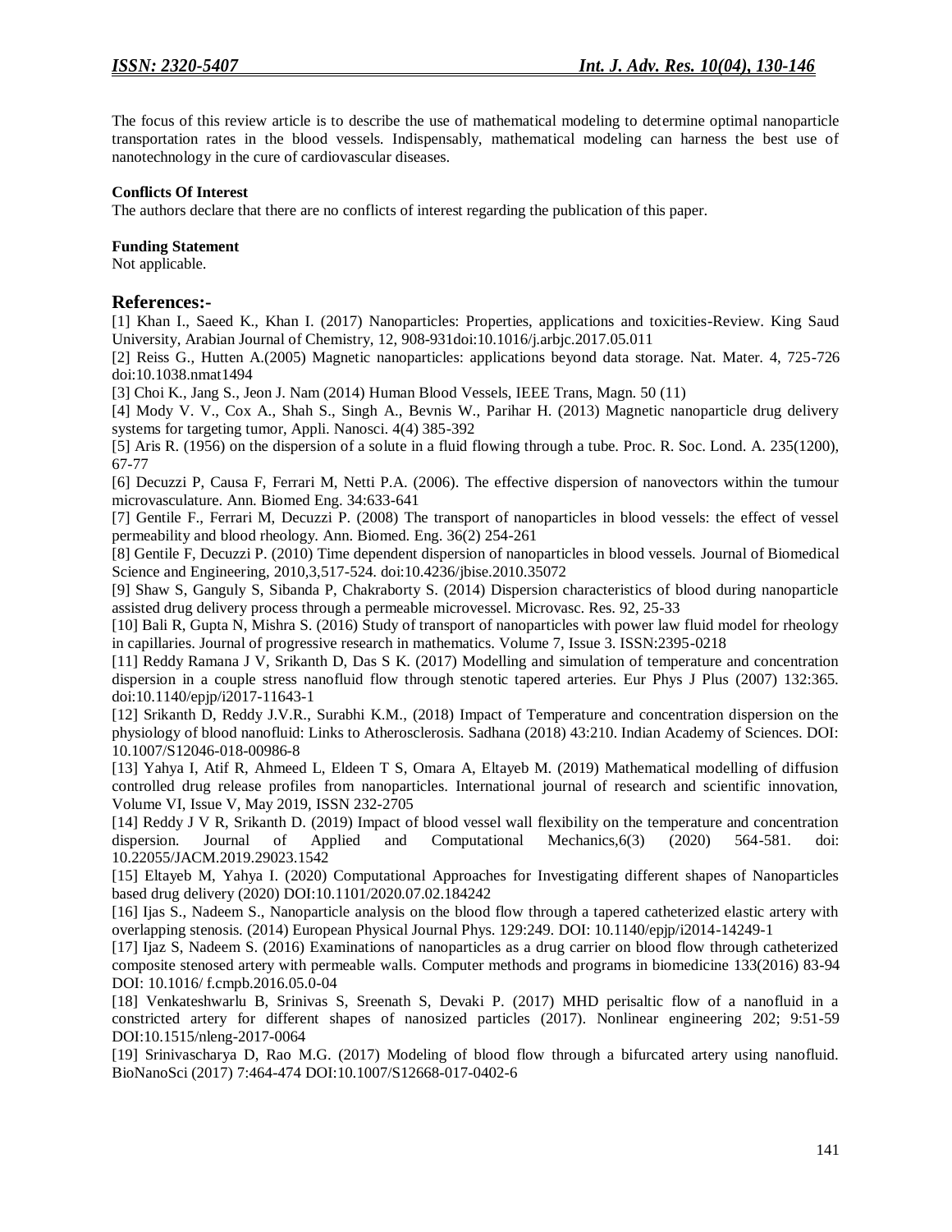The focus of this review article is to describe the use of mathematical modeling to determine optimal nanoparticle transportation rates in the blood vessels. Indispensably, mathematical modeling can harness the best use of nanotechnology in the cure of cardiovascular diseases.

**Conflicts Of Interest**

The authors declare that there are no conflicts of interest regarding the publication of this paper.

**Funding Statement**

Not applicable.

## References:-

[1] Khan I., Saeed K., Khan I. (2017) Nanoparticles: Properties, applications and toxicities-Review. King Saud University, Arabian Journal of Chemistry, 12, 908-931doi:10.1016/j.arbjc.2017.05.011

[2] Reiss G., Hutten A.(2005) Magnetic nanoparticles: applications beyond data storage. Nat. Mater. 4, 725-726 doi:10.1038.nmat1494

[3] Choi K., Jang S., Jeon J. Nam (2014) Human Blood Vessels, IEEE Trans, Magn. 50 (11)

[4] Mody V. V., Cox A., Shah S., Singh A., Bevnis W., Parihar H. (2013) Magnetic nanoparticle drug delivery systems for targeting tumor, Appli. Nanosci. 4(4) 385-392

[5] Aris R. (1956) on the dispersion of a solute in a fluid flowing through a tube. Proc. R. Soc. Lond. A. 235(1200), 67-77

[6] Decuzzi P, Causa F, Ferrari M, Netti P.A. (2006). The effective dispersion of nanovectors within the tumour microvasculature. Ann. Biomed Eng. 34:633-641

[7] Gentile F., Ferrari M, Decuzzi P. (2008) The transport of nanoparticles in blood vessels: the effect of vessel permeability and blood rheology. Ann. Biomed. Eng. 36(2) 254-261

[8] Gentile F, Decuzzi P. (2010) Time dependent dispersion of nanoparticles in blood vessels. Journal of Biomedical Science and Engineering, 2010,3,517-524. doi:10.4236/jbise.2010.35072

[9] Shaw S, Ganguly S, Sibanda P, Chakraborty S. (2014) Dispersion characteristics of blood during nanoparticle assisted drug delivery process through a permeable microvessel. Microvasc. Res. 92, 25-33

[10] Bali R, Gupta N, Mishra S. (2016) Study of transport of nanoparticles with power law fluid model for rheology in capillaries. Journal of progressive research in mathematics. Volume 7, Issue 3. ISSN:2395-0218

[11] Reddy Ramana J V, Srikanth D, Das S K. (2017) Modelling and simulation of temperature and concentration dispersion in a couple stress nanofluid flow through stenotic tapered arteries. Eur Phys J Plus (2007) 132:365. doi:10.1140/epjp/i2017-11643-1

[12] Srikanth D, Reddy J.V.R., Surabhi K.M., (2018) Impact of Temperature and concentration dispersion on the physiology of blood nanofluid: Links to Atherosclerosis. Sadhana (2018) 43:210. Indian Academy of Sciences. DOI: 10.1007/S12046-018-00986-8

[13] Yahya I, Atif R, Ahmeed L, Eldeen T S, Omara A, Eltayeb M. (2019) Mathematical modelling of diffusion controlled drug release profiles from nanoparticles. International journal of research and scientific innovation, Volume VI, Issue V, May 2019, ISSN 232-2705

[14] Reddy J V R, Srikanth D. (2019) Impact of blood vessel wall flexibility on the temperature and concentration dispersion. Journal of Applied and Computational Mechanics,6(3) (2020) 564-581. doi: 10.22055/JACM.2019.29023.1542

[15] Eltayeb M, Yahya I. (2020) Computational Approaches for Investigating different shapes of Nanoparticles based drug delivery (2020) DOI:10.1101/2020.07.02.184242

[16] Ijas S., Nadeem S., Nanoparticle analysis on the blood flow through a tapered catheterized elastic artery with overlapping stenosis. (2014) European Physical Journal Phys. 129:249. DOI: 10.1140/epjp/i2014-14249-1

[17] Ijaz S, Nadeem S. (2016) Examinations of nanoparticles as a drug carrier on blood flow through catheterized composite stenosed artery with permeable walls. Computer methods and programs in biomedicine 133(2016) 83-94 DOI: 10.1016/ f.cmpb.2016.05.0-04

[18] Venkateshwarlu B, Srinivas S, Sreenath S, Devaki P. (2017) MHD perisaltic flow of a nanofluid in a constricted artery for different shapes of nanosized particles (2017). Nonlinear engineering 202; 9:51-59 DOI:10.1515/nleng-2017-0064

[19] Srinivascharya D, Rao M.G. (2017) Modeling of blood flow through a bifurcated artery using nanofluid. BioNanoSci (2017) 7:464-474 DOI:10.1007/S12668-017-0402-6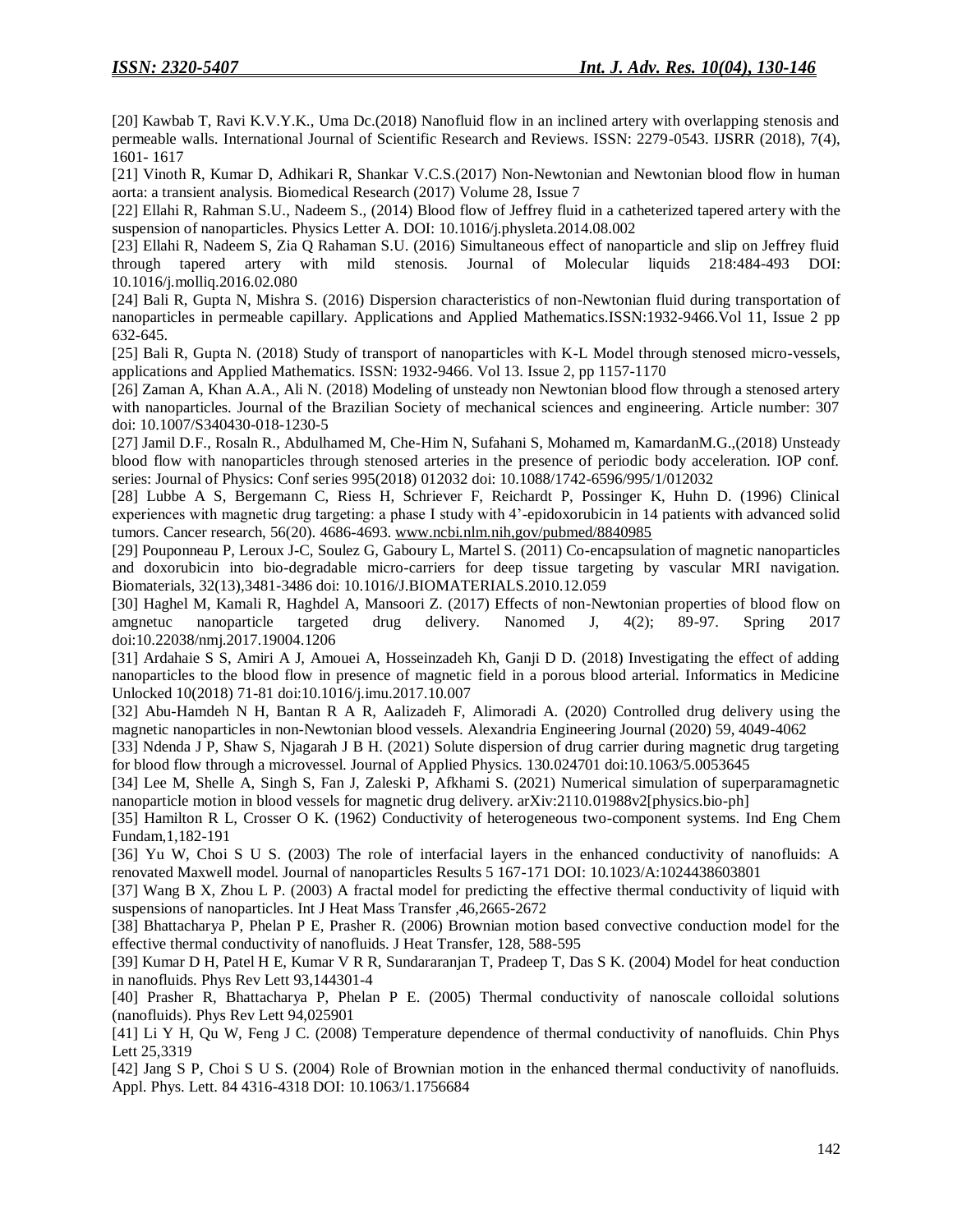[20] Kawbab T, Ravi K.V.Y.K., Uma Dc.(2018) Nanofluid flow in an inclined artery with overlapping stenosis and permeable walls. International Journal of Scientific Research and Reviews. ISSN: 2279-0543. IJSRR (2018), 7(4), 1601- 1617

[21] Vinoth R, Kumar D, Adhikari R, Shankar V.C.S.(2017) Non-Newtonian and Newtonian blood flow in human aorta: a transient analysis. Biomedical Research (2017) Volume 28, Issue 7

[22] Ellahi R, Rahman S.U., Nadeem S., (2014) Blood flow of Jeffrey fluid in a catheterized tapered artery with the suspension of nanoparticles. Physics Letter A. DOI: 10.1016/j.physleta.2014.08.002

[23] Ellahi R, Nadeem S, Zia Q Rahaman S.U. (2016) Simultaneous effect of nanoparticle and slip on Jeffrey fluid through tapered artery with mild stenosis. Journal of Molecular liquids 218:484-493 DOI: 10.1016/j.molliq.2016.02.080

[24] Bali R, Gupta N, Mishra S. (2016) Dispersion characteristics of non-Newtonian fluid during transportation of nanoparticles in permeable capillary. Applications and Applied Mathematics.ISSN:1932-9466.Vol 11, Issue 2 pp 632-645.

[25] Bali R, Gupta N. (2018) Study of transport of nanoparticles with K-L Model through stenosed micro-vessels, applications and Applied Mathematics. ISSN: 1932-9466. Vol 13. Issue 2, pp 1157-1170

[26] Zaman A, Khan A.A., Ali N. (2018) Modeling of unsteady non Newtonian blood flow through a stenosed artery with nanoparticles. Journal of the Brazilian Society of mechanical sciences and engineering. Article number: 307 doi: 10.1007/S340430-018-1230-5

[27] Jamil D.F., Rosaln R., Abdulhamed M, Che-Him N, Sufahani S, Mohamed m, KamardanM.G.,(2018) Unsteady blood flow with nanoparticles through stenosed arteries in the presence of periodic body acceleration. IOP conf. series: Journal of Physics: Conf series 995(2018) 012032 doi: 10.1088/1742-6596/995/1/012032

[28] Lubbe A S, Bergemann C, Riess H, Schriever F, Reichardt P, Possinger K, Huhn D. (1996) Clinical experiences with magnetic drug targeting: a phase I study with 4'-epidoxorubicin in 14 patients with advanced solid tumors. Cancer research, 56(20). 4686-4693. www.ncbi.nlm.nih,gov/pubmed/8840985

[29] Pouponneau P, Leroux J-C, Soulez G, Gaboury L, Martel S. (2011) Co-encapsulation of magnetic nanoparticles and doxorubicin into bio-degradable micro-carriers for deep tissue targeting by vascular MRI navigation. Biomaterials, 32(13),3481-3486 doi: 10.1016/J.BIOMATERIALS.2010.12.059

[30] Haghel M, Kamali R, Haghdel A, Mansoori Z. (2017) Effects of non-Newtonian properties of blood flow on amgnetuc nanoparticle targeted drug delivery. Nanomed J, 4(2); 89-97. Spring 2017 doi:10.22038/nmj.2017.19004.1206

[31] Ardahaie S S, Amiri A J, Amouei A, Hosseinzadeh Kh, Ganji D D. (2018) Investigating the effect of adding nanoparticles to the blood flow in presence of magnetic field in a porous blood arterial. Informatics in Medicine Unlocked 10(2018) 71-81 doi:10.1016/j.imu.2017.10.007

[32] Abu-Hamdeh N H, Bantan R A R, Aalizadeh F, Alimoradi A. (2020) Controlled drug delivery using the magnetic nanoparticles in non-Newtonian blood vessels. Alexandria Engineering Journal (2020) 59, 4049-4062

[33] Ndenda J P, Shaw S, Njagarah J B H. (2021) Solute dispersion of drug carrier during magnetic drug targeting for blood flow through a microvessel. Journal of Applied Physics. 130.024701 doi:10.1063/5.0053645

[34] Lee M, Shelle A, Singh S, Fan J, Zaleski P, Afkhami S. (2021) Numerical simulation of superparamagnetic nanoparticle motion in blood vessels for magnetic drug delivery. arXiv:2110.01988v2[physics.bio-ph]

[35] Hamilton R L, Crosser O K. (1962) Conductivity of heterogeneous two-component systems. Ind Eng Chem Fundam,1,182-191

[36] Yu W, Choi S U S. (2003) The role of interfacial layers in the enhanced conductivity of nanofluids: A renovated Maxwell model. Journal of nanoparticles Results 5 167-171 DOI: 10.1023/A:1024438603801

[37] Wang B X, Zhou L P. (2003) A fractal model for predicting the effective thermal conductivity of liquid with suspensions of nanoparticles. Int J Heat Mass Transfer ,46,2665-2672

[38] Bhattacharya P, Phelan P E, Prasher R. (2006) Brownian motion based convective conduction model for the effective thermal conductivity of nanofluids. J Heat Transfer, 128, 588-595

[39] Kumar D H, Patel H E, Kumar V R R, Sundararanjan T, Pradeep T, Das S K. (2004) Model for heat conduction in nanofluids. Phys Rev Lett 93,144301-4

[40] Prasher R, Bhattacharya P, Phelan P E. (2005) Thermal conductivity of nanoscale colloidal solutions (nanofluids). Phys Rev Lett 94,025901

[41] Li Y H, Qu W, Feng J C. (2008) Temperature dependence of thermal conductivity of nanofluids. Chin Phys Lett 25,3319

[42] Jang S P, Choi S U S. (2004) Role of Brownian motion in the enhanced thermal conductivity of nanofluids. Appl. Phys. Lett. 84 4316-4318 DOI: 10.1063/1.1756684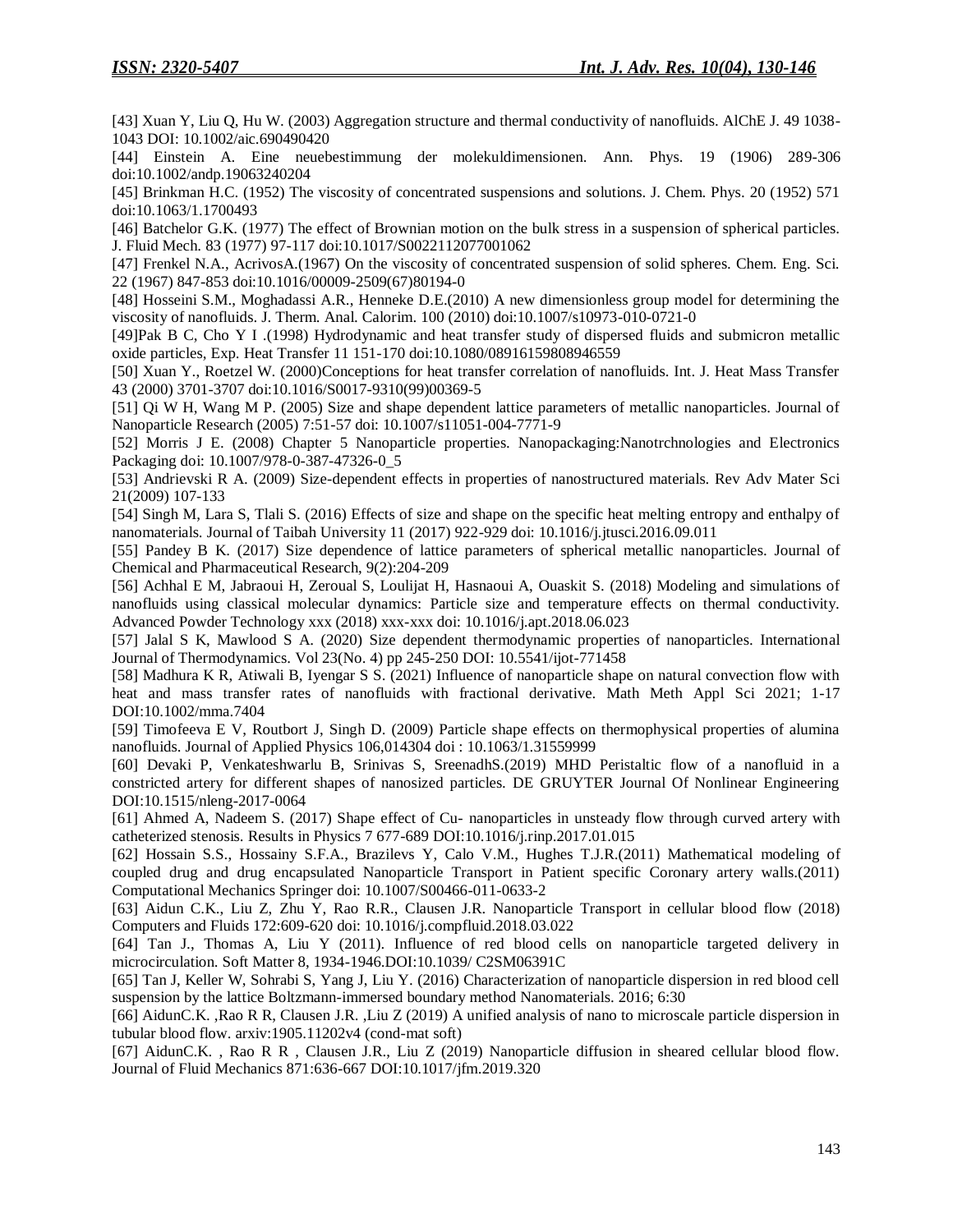[43] Xuan Y, Liu Q, Hu W. (2003) Aggregation structure and thermal conductivity of nanofluids. AlChE J. 49 1038-1043 DOI: 10.1002/aic.690490420

[44] Einstein A. Eine neuebestimmung der molekuldimensionen. Ann. Phys. 19 (1906) 289-306 doi:10.1002/andp.19063240204

[45] Brinkman H.C. (1952) The viscosity of concentrated suspensions and solutions. J. Chem. Phys. 20 (1952) 571 doi:10.1063/1.1700493

[46] Batchelor G.K. (1977) The effect of Brownian motion on the bulk stress in a suspension of spherical particles. J. Fluid Mech. 83 (1977) 97-117 doi:10.1017/S0022112077001062

[47] Frenkel N.A., AcrivosA.(1967) On the viscosity of concentrated suspension of solid spheres. Chem. Eng. Sci. 22 (1967) 847-853 doi:10.1016/00009-2509(67)80194-0

[48] Hosseini S.M., Moghadassi A.R., Henneke D.E.(2010) A new dimensionless group model for determining the viscosity of nanofluids. J. Therm. Anal. Calorim. 100 (2010) doi:10.1007/s10973-010-0721-0

[49]Pak B C, Cho Y I .(1998) Hydrodynamic and heat transfer study of dispersed fluids and submicron metallic oxide particles, Exp. Heat Transfer 11 151-170 doi:10.1080/08916159808946559

[50] Xuan Y., Roetzel W. (2000)Conceptions for heat transfer correlation of nanofluids. Int. J. Heat Mass Transfer 43 (2000) 3701-3707 doi:10.1016/S0017-9310(99)00369-5

[51] Qi W H, Wang M P. (2005) Size and shape dependent lattice parameters of metallic nanoparticles. Journal of Nanoparticle Research (2005) 7:51-57 doi: 10.1007/s11051-004-7771-9

[52] Morris J E. (2008) Chapter 5 Nanoparticle properties. Nanopackaging:Nanotrchnologies and Electronics Packaging doi: 10.1007/978-0-387-47326-0_5

[53] Andrievski R A. (2009) Size-dependent effects in properties of nanostructured materials. Rev Adv Mater Sci 21(2009) 107-133

[54] Singh M, Lara S, Tlali S. (2016) Effects of size and shape on the specific heat melting entropy and enthalpy of nanomaterials. Journal of Taibah University 11 (2017) 922-929 doi: 10.1016/j.jtusci.2016.09.011

[55] Pandey B K. (2017) Size dependence of lattice parameters of spherical metallic nanoparticles. Journal of Chemical and Pharmaceutical Research, 9(2):204-209

[56] Achhal E M, Jabraoui H, Zeroual S, Loulijat H, Hasnaoui A, Ouaskit S. (2018) Modeling and simulations of nanofluids using classical molecular dynamics: Particle size and temperature effects on thermal conductivity. Advanced Powder Technology xxx (2018) xxx-xxx doi: 10.1016/j.apt.2018.06.023

[57] Jalal S K, Mawlood S A. (2020) Size dependent thermodynamic properties of nanoparticles. International Journal of Thermodynamics. Vol 23(No. 4) pp 245-250 DOI: 10.5541/ijot-771458

[58] Madhura K R, Atiwali B, Iyengar S S. (2021) Influence of nanoparticle shape on natural convection flow with heat and mass transfer rates of nanofluids with fractional derivative. Math Meth Appl Sci 2021; 1-17 DOI:10.1002/mma.7404

[59] Timofeeva E V, Routbort J, Singh D. (2009) Particle shape effects on thermophysical properties of alumina nanofluids. Journal of Applied Physics 106,014304 doi : 10.1063/1.31559999

[60] Devaki P, Venkateshwarlu B, Srinivas S, SreenadhS.(2019) MHD Peristaltic flow of a nanofluid in a constricted artery for different shapes of nanosized particles. DE GRUYTER Journal Of Nonlinear Engineering DOI:10.1515/nleng-2017-0064

[61] Ahmed A, Nadeem S. (2017) Shape effect of Cu- nanoparticles in unsteady flow through curved artery with catheterized stenosis. Results in Physics 7 677-689 DOI:10.1016/j.rinp.2017.01.015

[62] Hossain S.S., Hossainy S.F.A., Brazilevs Y, Calo V.M., Hughes T.J.R.(2011) Mathematical modeling of coupled drug and drug encapsulated Nanoparticle Transport in Patient specific Coronary artery walls.(2011) Computational Mechanics Springer doi: 10.1007/S00466-011-0633-2

[63] Aidun C.K., Liu Z, Zhu Y, Rao R.R., Clausen J.R. Nanoparticle Transport in cellular blood flow (2018) Computers and Fluids 172:609-620 doi: 10.1016/j.compfluid.2018.03.022

[64] Tan J., Thomas A, Liu Y (2011). Influence of red blood cells on nanoparticle targeted delivery in microcirculation. Soft Matter 8, 1934-1946.DOI:10.1039/ C2SM06391C

[65] Tan J, Keller W, Sohrabi S, Yang J, Liu Y. (2016) Characterization of nanoparticle dispersion in red blood cell suspension by the lattice Boltzmann-immersed boundary method Nanomaterials. 2016; 6:30

[66] AidunC.K. ,Rao R R, Clausen J.R. ,Liu Z (2019) A unified analysis of nano to microscale particle dispersion in tubular blood flow. arxiv:1905.11202v4 (cond-mat soft)

[67] AidunC.K. , Rao R R , Clausen J.R., Liu Z (2019) Nanoparticle diffusion in sheared cellular blood flow. Journal of Fluid Mechanics 871:636-667 DOI:10.1017/jfm.2019.320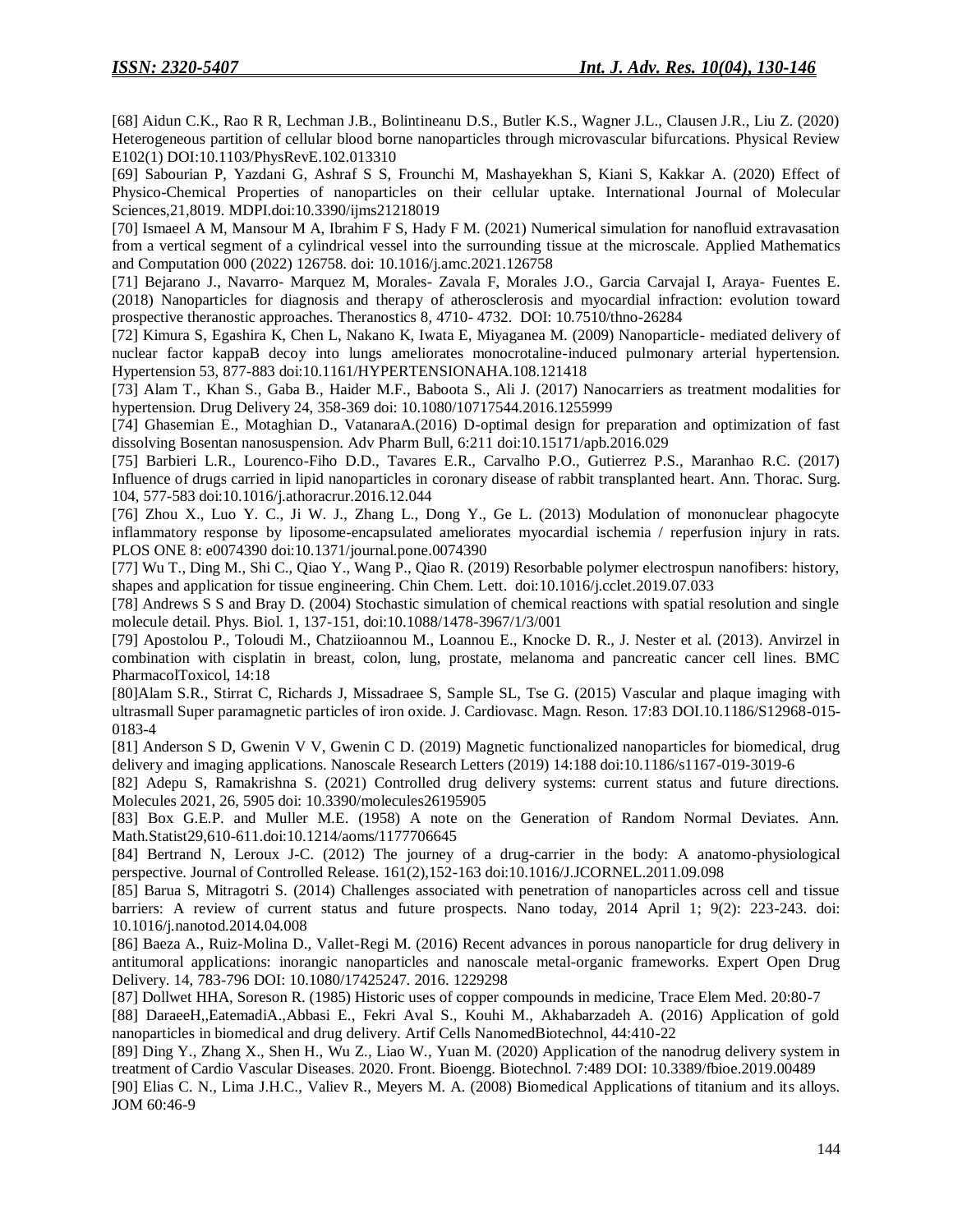[68] Aidun C.K., Rao R R, Lechman J.B., Bolintineanu D.S., Butler K.S., Wagner J.L., Clausen J.R., Liu Z. (2020) Heterogeneous partition of cellular blood borne nanoparticles through microvascular bifurcations. Physical Review E102(1) DOI:10.1103/PhysRevE.102.013310

[69] Sabourian P, Yazdani G, Ashraf S S, Frounchi M, Mashayekhan S, Kiani S, Kakkar A. (2020) Effect of Physico-Chemical Properties of nanoparticles on their cellular uptake. International Journal of Molecular Sciences,21,8019. MDPI.doi:10.3390/ijms21218019

[70] Ismaeel A M, Mansour M A, Ibrahim F S, Hady F M. (2021) Numerical simulation for nanofluid extravasation from a vertical segment of a cylindrical vessel into the surrounding tissue at the microscale. Applied Mathematics and Computation 000 (2022) 126758. doi: 10.1016/j.amc.2021.126758

[71] Bejarano J., Navarro- Marquez M, Morales- Zavala F, Morales J.O., Garcia Carvajal I, Araya- Fuentes E. (2018) Nanoparticles for diagnosis and therapy of atherosclerosis and myocardial infraction: evolution toward prospective theranostic approaches. Theranostics 8, 4710- 4732. DOI: 10.7510/thno-26284

[72] Kimura S, Egashira K, Chen L, Nakano K, Iwata E, Miyaganea M. (2009) Nanoparticle- mediated delivery of nuclear factor kappaB decoy into lungs ameliorates monocrotaline-induced pulmonary arterial hypertension. Hypertension 53, 877-883 doi:10.1161/HYPERTENSIONAHA.108.121418

[73] Alam T., Khan S., Gaba B., Haider M.F., Baboota S., Ali J. (2017) Nanocarriers as treatment modalities for hypertension. Drug Delivery 24, 358-369 doi: 10.1080/10717544.2016.1255999

[74] Ghasemian E., Motaghian D., VatanaraA.(2016) D-optimal design for preparation and optimization of fast dissolving Bosentan nanosuspension. Adv Pharm Bull, 6:211 doi:10.15171/apb.2016.029

[75] Barbieri L.R., Lourenco-Fiho D.D., Tavares E.R., Carvalho P.O., Gutierrez P.S., Maranhao R.C. (2017) Influence of drugs carried in lipid nanoparticles in coronary disease of rabbit transplanted heart. Ann. Thorac. Surg. 104, 577-583 doi:10.1016/j.athoracrur.2016.12.044

[76] Zhou X., Luo Y. C., Ji W. J., Zhang L., Dong Y., Ge L. (2013) Modulation of mononuclear phagocyte inflammatory response by liposome-encapsulated ameliorates myocardial ischemia / reperfusion injury in rats. PLOS ONE 8: e0074390 doi:10.1371/journal.pone.0074390

[77] Wu T., Ding M., Shi C., Qiao Y., Wang P., Qiao R. (2019) Resorbable polymer electrospun nanofibers: history, shapes and application for tissue engineering. Chin Chem. Lett. doi:10.1016/j.cclet.2019.07.033

[78] Andrews S S and Bray D. (2004) Stochastic simulation of chemical reactions with spatial resolution and single molecule detail. Phys. Biol. 1, 137-151, doi:10.1088/1478-3967/1/3/001

[79] Apostolou P., Toloudi M., Chatziioannou M., Loannou E., Knocke D. R., J. Nester et al. (2013). Anvirzel in combination with cisplatin in breast, colon, lung, prostate, melanoma and pancreatic cancer cell lines. BMC PharmacolToxicol, 14:18

[80]Alam S.R., Stirrat C, Richards J, Missadraee S, Sample SL, Tse G. (2015) Vascular and plaque imaging with ultrasmall Super paramagnetic particles of iron oxide. J. Cardiovasc. Magn. Reson. 17:83 DOI.10.1186/S12968-015-0183-4

[81] Anderson S D, Gwenin V V, Gwenin C D. (2019) Magnetic functionalized nanoparticles for biomedical, drug delivery and imaging applications. Nanoscale Research Letters (2019) 14:188 doi:10.1186/s1167-019-3019-6

[82] Adepu S, Ramakrishna S. (2021) Controlled drug delivery systems: current status and future directions. Molecules 2021, 26, 5905 doi: 10.3390/molecules26195905

[83] Box G.E.P. and Muller M.E. (1958) A note on the Generation of Random Normal Deviates. Ann. Math.Statist29,610-611.doi:10.1214/aoms/1177706645

[84] Bertrand N, Leroux J-C. (2012) The journey of a drug-carrier in the body: A anatomo-physiological perspective. Journal of Controlled Release. 161(2),152-163 doi:10.1016/J.JCORNEL.2011.09.098

[85] Barua S, Mitragotri S. (2014) Challenges associated with penetration of nanoparticles across cell and tissue barriers: A review of current status and future prospects. Nano today, 2014 April 1; 9(2): 223-243. doi: 10.1016/j.nanotod.2014.04.008

[86] Baeza A., Ruiz-Molina D., Vallet-Regi M. (2016) Recent advances in porous nanoparticle for drug delivery in antitumoral applications: inorangic nanoparticles and nanoscale metal-organic frameworks. Expert Open Drug Delivery. 14, 783-796 DOI: 10.1080/17425247. 2016. 1229298

[87] Dollwet HHA, Soreson R. (1985) Historic uses of copper compounds in medicine, Trace Elem Med. 20:80-7

[88] DaraeeH,,EatemadiA.,Abbasi E., Fekri Aval S., Kouhi M., Akhabarzadeh A. (2016) Application of gold nanoparticles in biomedical and drug delivery. Artif Cells NanomedBiotechnol, 44:410-22

[89] Ding Y., Zhang X., Shen H., Wu Z., Liao W., Yuan M. (2020) Application of the nanodrug delivery system in treatment of Cardio Vascular Diseases. 2020. Front. Bioengg. Biotechnol. 7:489 DOI: 10.3389/fbioe.2019.00489

[90] Elias C. N., Lima J.H.C., Valiev R., Meyers M. A. (2008) Biomedical Applications of titanium and its alloys. JOM 60:46-9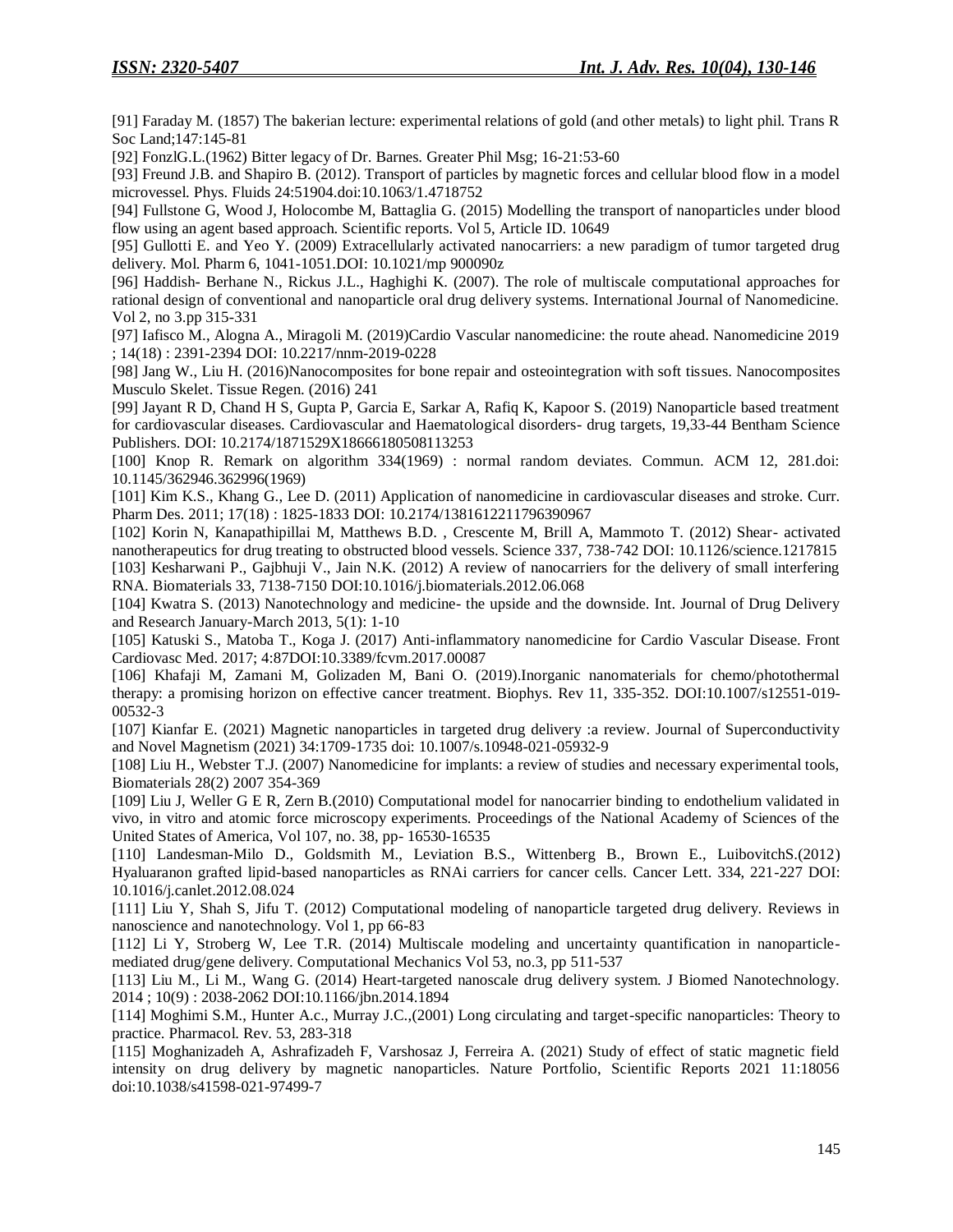[91] Faraday M. (1857) The bakerian lecture: experimental relations of gold (and other metals) to light phil. Trans R Soc Land;147:145-81

[92] FonzlG.L.(1962) Bitter legacy of Dr. Barnes. Greater Phil Msg; 16-21:53-60

[93] Freund J.B. and Shapiro B. (2012). Transport of particles by magnetic forces and cellular blood flow in a model microvessel. Phys. Fluids 24:51904.doi:10.1063/1.4718752

[94] Fullstone G, Wood J, Holocombe M, Battaglia G. (2015) Modelling the transport of nanoparticles under blood flow using an agent based approach. Scientific reports. Vol 5, Article ID. 10649

[95] Gullotti E. and Yeo Y. (2009) Extracellularly activated nanocarriers: a new paradigm of tumor targeted drug delivery. Mol. Pharm 6, 1041-1051.DOI: 10.1021/mp 900090z

[96] Haddish- Berhane N., Rickus J.L., Haghighi K. (2007). The role of multiscale computational approaches for rational design of conventional and nanoparticle oral drug delivery systems. International Journal of Nanomedicine. Vol 2, no 3.pp 315-331

[97] Iafisco M., Alogna A., Miragoli M. (2019)Cardio Vascular nanomedicine: the route ahead. Nanomedicine 2019 ; 14(18) : 2391-2394 DOI: 10.2217/nnm-2019-0228

[98] Jang W., Liu H. (2016)Nanocomposites for bone repair and osteointegration with soft tissues. Nanocomposites Musculo Skelet. Tissue Regen. (2016) 241

[99] Jayant R D, Chand H S, Gupta P, Garcia E, Sarkar A, Rafiq K, Kapoor S. (2019) Nanoparticle based treatment for cardiovascular diseases. Cardiovascular and Haematological disorders- drug targets, 19,33-44 Bentham Science Publishers. DOI: 10.2174/1871529X18666180508113253

[100] Knop R. Remark on algorithm 334(1969) : normal random deviates. Commun. ACM 12, 281.doi: 10.1145/362946.362996(1969)

[101] Kim K.S., Khang G., Lee D. (2011) Application of nanomedicine in cardiovascular diseases and stroke. Curr. Pharm Des. 2011; 17(18) : 1825-1833 DOI: 10.2174/138161221796390967

[102] Korin N, Kanapathipillai M, Matthews B.D. , Crescente M, Brill A, Mammoto T. (2012) Shear- activated nanotherapeutics for drug treating to obstructed blood vessels. Science 337, 738-742 DOI: 10.1126/science.1217815

[103] Kesharwani P., Gajbhuji V., Jain N.K. (2012) A review of nanocarriers for the delivery of small interfering RNA. Biomaterials 33, 7138-7150 DOI:10.1016/j.biomaterials.2012.06.068

[104] Kwatra S. (2013) Nanotechnology and medicine- the upside and the downside. Int. Journal of Drug Delivery and Research January-March 2013, 5(1): 1-10

[105] Katuski S., Matoba T., Koga J. (2017) Anti-inflammatory nanomedicine for Cardio Vascular Disease. Front Cardiovasc Med. 2017; 4:87DOI:10.3389/fcvm.2017.00087

[106] Khafaji M, Zamani M, Golizaden M, Bani O. (2019).Inorganic nanomaterials for chemo/photothermal therapy: a promising horizon on effective cancer treatment. Biophys. Rev 11, 335-352. DOI:10.1007/s12551-019-00532-3

[107] Kianfar E. (2021) Magnetic nanoparticles in targeted drug delivery :a review. Journal of Superconductivity and Novel Magnetism (2021) 34:1709-1735 doi: 10.1007/s.10948-021-05932-9

[108] Liu H., Webster T.J. (2007) Nanomedicine for implants: a review of studies and necessary experimental tools, Biomaterials 28(2) 2007 354-369

[109] Liu J, Weller G E R, Zern B.(2010) Computational model for nanocarrier binding to endothelium validated in vivo, in vitro and atomic force microscopy experiments. Proceedings of the National Academy of Sciences of the United States of America, Vol 107, no. 38, pp- 16530-16535

[110] Landesman-Milo D., Goldsmith M., Leviation B.S., Wittenberg B., Brown E., LuibovitchS.(2012) Hyaluranon grafted lipid-based nanoparticles as RNAi carriers for cancer cells. Cancer Lett. 334, 221-227 DOI: 10.1016/j.canlet.2012.08.024

[111] Liu Y, Shah S, Jifu T. (2012) Computational modeling of nanoparticle targeted drug delivery. Reviews in nanoscience and nanotechnology. Vol 1, pp 66-83

[112] Li Y, Stroberg W, Lee T.R. (2014) Multiscale modeling and uncertainty quantification in nanoparticle-mediated drug/gene delivery. Computational Mechanics Vol 53, no.3, pp 511-537

[113] Liu M., Li M., Wang G. (2014) Heart-targeted nanoscale drug delivery system. J Biomed Nanotechnology. 2014 ; 10(9) : 2038-2062 DOI:10.1166/jbn.2014.1894

[114] Moghimi S.M., Hunter A.c., Murray J.C.,(2001) Long circulating and target-specific nanoparticles: Theory to practice. Pharmacol. Rev. 53, 283-318

[115] Moghanizadeh A, Ashrafizadeh F, Varshosaz J, Ferreira A. (2021) Study of effect of static magnetic field intensity on drug delivery by magnetic nanoparticles. Nature Portfolio, Scientific Reports 2021 11:18056 doi:10.1038/s41598-021-97499-7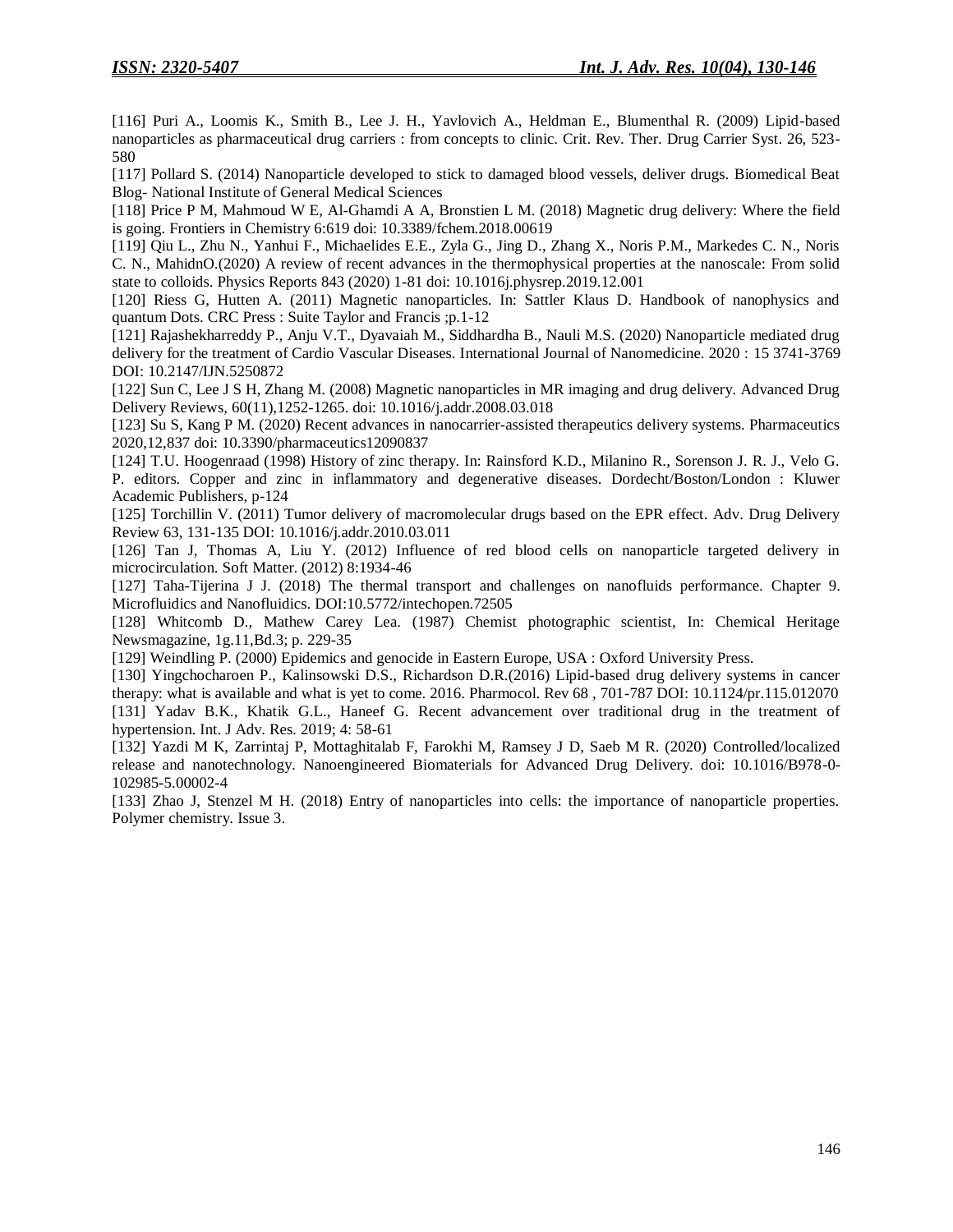[116] Puri A., Loomis K., Smith B., Lee J. H., Yavlovich A., Heldman E., Blumenthal R. (2009) Lipid-based nanoparticles as pharmaceutical drug carriers : from concepts to clinic. Crit. Rev. Ther. Drug Carrier Syst. 26, 523-580

[117] Pollard S. (2014) Nanoparticle developed to stick to damaged blood vessels, deliver drugs. Biomedical Beat Blog- National Institute of General Medical Sciences

[118] Price P M, Mahmoud W E, Al-Ghamdi A A, Bronstien L M. (2018) Magnetic drug delivery: Where the field is going. Frontiers in Chemistry 6:619 doi: 10.3389/fchem.2018.00619

[119] Qiu L., Zhu N., Yanhui F., Michaelides E.E., Zyla G., Jing D., Zhang X., Noris P.M., Markedes C. N., Noris C. N., MahidnO.(2020) A review of recent advances in the thermophysical properties at the nanoscale: From solid state to colloids. Physics Reports 843 (2020) 1-81 doi: 10.1016j.physrep.2019.12.001

[120] Riess G, Hutten A. (2011) Magnetic nanoparticles. In: Sattler Klaus D. Handbook of nanophysics and quantum Dots. CRC Press : Suite Taylor and Francis ;p.1-12

[121] Rajashekharreddy P., Anju V.T., Dyavaiah M., Siddhardha B., Nauli M.S. (2020) Nanoparticle mediated drug delivery for the treatment of Cardio Vascular Diseases. International Journal of Nanomedicine. 2020 : 15 3741-3769 DOI: 10.2147/IJN.5250872

[122] Sun C, Lee J S H, Zhang M. (2008) Magnetic nanoparticles in MR imaging and drug delivery. Advanced Drug Delivery Reviews, 60(11),1252-1265. doi: 10.1016/j.addr.2008.03.018

[123] Su S, Kang P M. (2020) Recent advances in nanocarrier-assisted therapeutics delivery systems. Pharmaceutics 2020,12,837 doi: 10.3390/pharmaceutics12090837

[124] T.U. Hoogenraad (1998) History of zinc therapy. In: Rainsford K.D., Milanino R., Sorenson J. R. J., Velo G. P. editors. Copper and zinc in inflammatory and degenerative diseases. Dordecht/Boston/London : Kluwer Academic Publishers, p-124

[125] Torchillin V. (2011) Tumor delivery of macromolecular drugs based on the EPR effect. Adv. Drug Delivery Review 63, 131-135 DOI: 10.1016/j.addr.2010.03.011

[126] Tan J, Thomas A, Liu Y. (2012) Influence of red blood cells on nanoparticle targeted delivery in microcirculation. Soft Matter. (2012) 8:1934-46

[127] Taha-Tijerina J J. (2018) The thermal transport and challenges on nanofluids performance. Chapter 9. Microfluidics and Nanofluidics. DOI:10.5772/intechopen.72505

[128] Whitcomb D., Mathew Carey Lea. (1987) Chemist photographic scientist, In: Chemical Heritage Newsmagazine, 1g.11,Bd.3; p. 229-35

[129] Weindling P. (2000) Epidemics and genocide in Eastern Europe, USA : Oxford University Press.

[130] Yingchocharoen P., Kalinsowski D.S., Richardson D.R.(2016) Lipid-based drug delivery systems in cancer therapy: what is available and what is yet to come. 2016. Pharmocol. Rev 68 , 701-787 DOI: 10.1124/pr.115.012070

[131] Yadav B.K., Khatik G.L., Haneef G. Recent advancement over traditional drug in the treatment of hypertension. Int. J Adv. Res. 2019; 4: 58-61

[132] Yazdi M K, Zarrintaj P, Mottaghitalab F, Farokhi M, Ramsey J D, Saeb M R. (2020) Controlled/localized release and nanotechnology. Nanoengineered Biomaterials for Advanced Drug Delivery. doi: 10.1016/B978-0-102985-5.00002-4

[133] Zhao J, Stenzel M H. (2018) Entry of nanoparticles into cells: the importance of nanoparticle properties. Polymer chemistry. Issue 3.